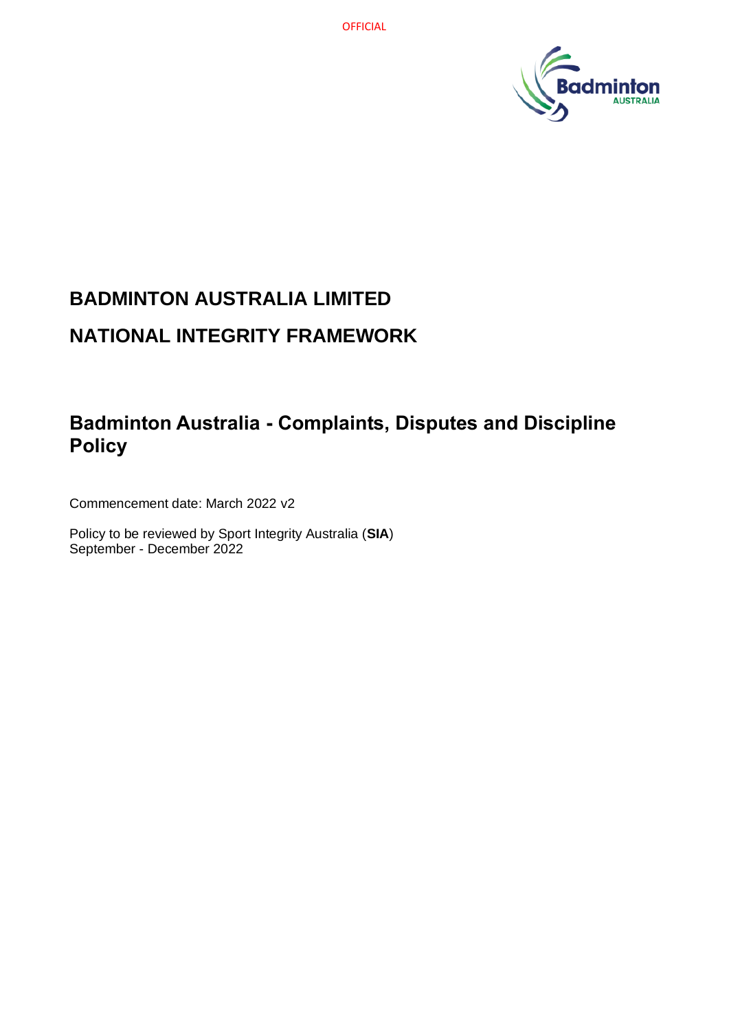OFFICIAL

# BADMINTON AUSTRALIA LIMITED

# NATIONAL INTEGRITY FRAMEWORK

## Badminton Australia - Complaints, Disputes and Discipline Policy

Commencement date: March 2022 v2

Policy to be reviewed by Sport Integrity Australia (**SIA**)
September - December 2022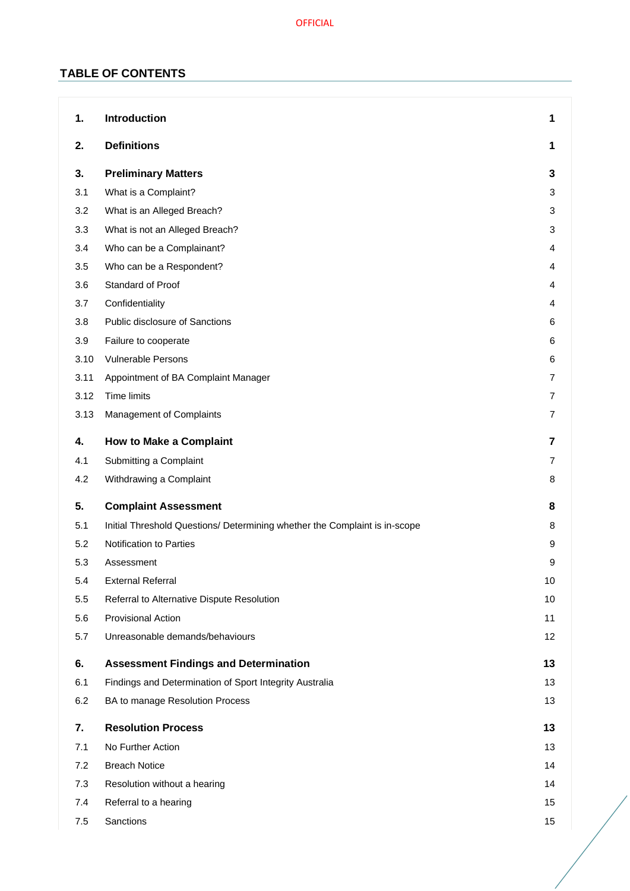## TABLE OF CONTENTS

| | | |
|---|---|---|
| **1.** | **Introduction** | **1** |
| **2.** | **Definitions** | **1** |
| **3.** | **Preliminary Matters** | **3** |
| 3.1 | What is a Complaint? | 3 |
| 3.2 | What is an Alleged Breach? | 3 |
| 3.3 | What is not an Alleged Breach? | 3 |
| 3.4 | Who can be a Complainant? | 4 |
| 3.5 | Who can be a Respondent? | 4 |
| 3.6 | Standard of Proof | 4 |
| 3.7 | Confidentiality | 4 |
| 3.8 | Public disclosure of Sanctions | 6 |
| 3.9 | Failure to cooperate | 6 |
| 3.10 | Vulnerable Persons | 6 |
| 3.11 | Appointment of BA Complaint Manager | 7 |
| 3.12 | Time limits | 7 |
| 3.13 | Management of Complaints | 7 |
| **4.** | **How to Make a Complaint** | **7** |
| 4.1 | Submitting a Complaint | 7 |
| 4.2 | Withdrawing a Complaint | 8 |
| **5.** | **Complaint Assessment** | **8** |
| 5.1 | Initial Threshold Questions/ Determining whether the Complaint is in-scope | 8 |
| 5.2 | Notification to Parties | 9 |
| 5.3 | Assessment | 9 |
| 5.4 | External Referral | 10 |
| 5.5 | Referral to Alternative Dispute Resolution | 10 |
| 5.6 | Provisional Action | 11 |
| 5.7 | Unreasonable demands/behaviours | 12 |
| **6.** | **Assessment Findings and Determination** | **13** |
| 6.1 | Findings and Determination of Sport Integrity Australia | 13 |
| 6.2 | BA to manage Resolution Process | 13 |
| **7.** | **Resolution Process** | **13** |
| 7.1 | No Further Action | 13 |
| 7.2 | Breach Notice | 14 |
| 7.3 | Resolution without a hearing | 14 |
| 7.4 | Referral to a hearing | 15 |
| 7.5 | Sanctions | 15 |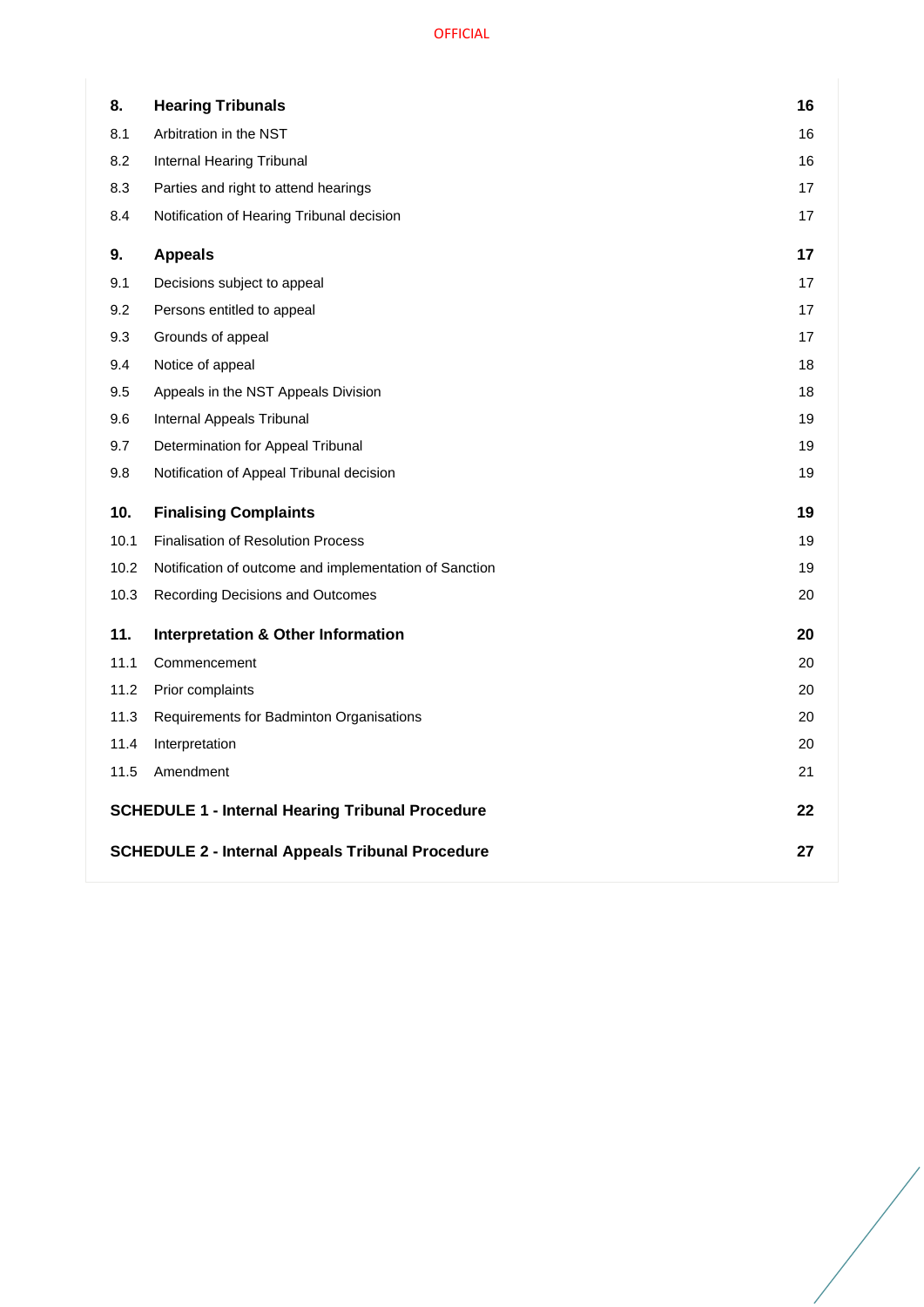| | | |
|---|---|---|
| **8.** | **Hearing Tribunals** | **16** |
| 8.1 | Arbitration in the NST | 16 |
| 8.2 | Internal Hearing Tribunal | 16 |
| 8.3 | Parties and right to attend hearings | 17 |
| 8.4 | Notification of Hearing Tribunal decision | 17 |
| **9.** | **Appeals** | **17** |
| 9.1 | Decisions subject to appeal | 17 |
| 9.2 | Persons entitled to appeal | 17 |
| 9.3 | Grounds of appeal | 17 |
| 9.4 | Notice of appeal | 18 |
| 9.5 | Appeals in the NST Appeals Division | 18 |
| 9.6 | Internal Appeals Tribunal | 19 |
| 9.7 | Determination for Appeal Tribunal | 19 |
| 9.8 | Notification of Appeal Tribunal decision | 19 |
| **10.** | **Finalising Complaints** | **19** |
| 10.1 | Finalisation of Resolution Process | 19 |
| 10.2 | Notification of outcome and implementation of Sanction | 19 |
| 10.3 | Recording Decisions and Outcomes | 20 |
| **11.** | **Interpretation & Other Information** | **20** |
| 11.1 | Commencement | 20 |
| 11.2 | Prior complaints | 20 |
| 11.3 | Requirements for Badminton Organisations | 20 |
| 11.4 | Interpretation | 20 |
| 11.5 | Amendment | 21 |
| **SCHEDULE 1 - Internal Hearing Tribunal Procedure** | | **22** |
| **SCHEDULE 2 - Internal Appeals Tribunal Procedure** | | **27** |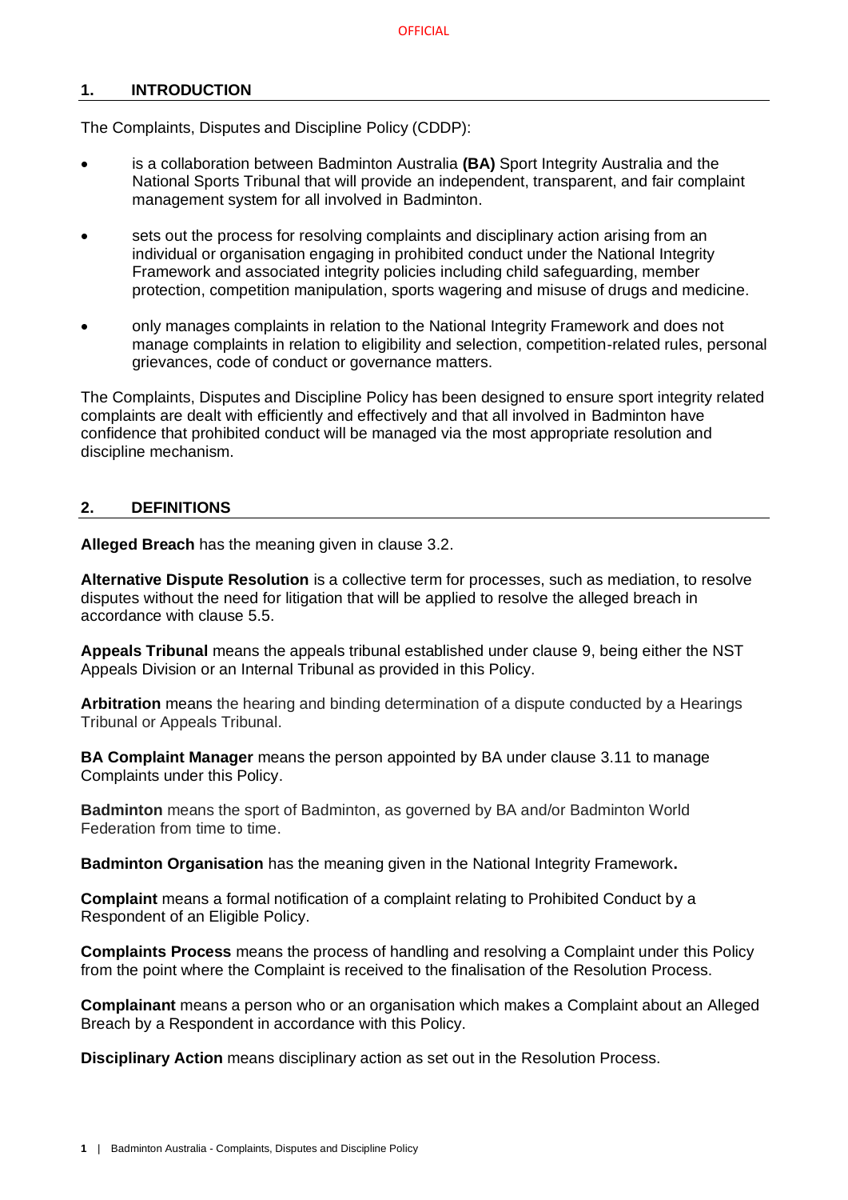## 1. INTRODUCTION

The Complaints, Disputes and Discipline Policy (CDDP):

- is a collaboration between Badminton Australia **(BA)** Sport Integrity Australia and the National Sports Tribunal that will provide an independent, transparent, and fair complaint management system for all involved in Badminton.
- sets out the process for resolving complaints and disciplinary action arising from an individual or organisation engaging in prohibited conduct under the National Integrity Framework and associated integrity policies including child safeguarding, member protection, competition manipulation, sports wagering and misuse of drugs and medicine.
- only manages complaints in relation to the National Integrity Framework and does not manage complaints in relation to eligibility and selection, competition-related rules, personal grievances, code of conduct or governance matters.

The Complaints, Disputes and Discipline Policy has been designed to ensure sport integrity related complaints are dealt with efficiently and effectively and that all involved in Badminton have confidence that prohibited conduct will be managed via the most appropriate resolution and discipline mechanism.

## 2. DEFINITIONS

**Alleged Breach** has the meaning given in clause 3.2.

**Alternative Dispute Resolution** is a collective term for processes, such as mediation, to resolve disputes without the need for litigation that will be applied to resolve the alleged breach in accordance with clause 5.5.

**Appeals Tribunal** means the appeals tribunal established under clause 9, being either the NST Appeals Division or an Internal Tribunal as provided in this Policy.

**Arbitration** means the hearing and binding determination of a dispute conducted by a Hearings Tribunal or Appeals Tribunal.

**BA Complaint Manager** means the person appointed by BA under clause 3.11 to manage Complaints under this Policy.

**Badminton** means the sport of Badminton, as governed by BA and/or Badminton World Federation from time to time.

**Badminton Organisation** has the meaning given in the National Integrity Framework**.**

**Complaint** means a formal notification of a complaint relating to Prohibited Conduct by a Respondent of an Eligible Policy.

**Complaints Process** means the process of handling and resolving a Complaint under this Policy from the point where the Complaint is received to the finalisation of the Resolution Process.

**Complainant** means a person who or an organisation which makes a Complaint about an Alleged Breach by a Respondent in accordance with this Policy.

**Disciplinary Action** means disciplinary action as set out in the Resolution Process.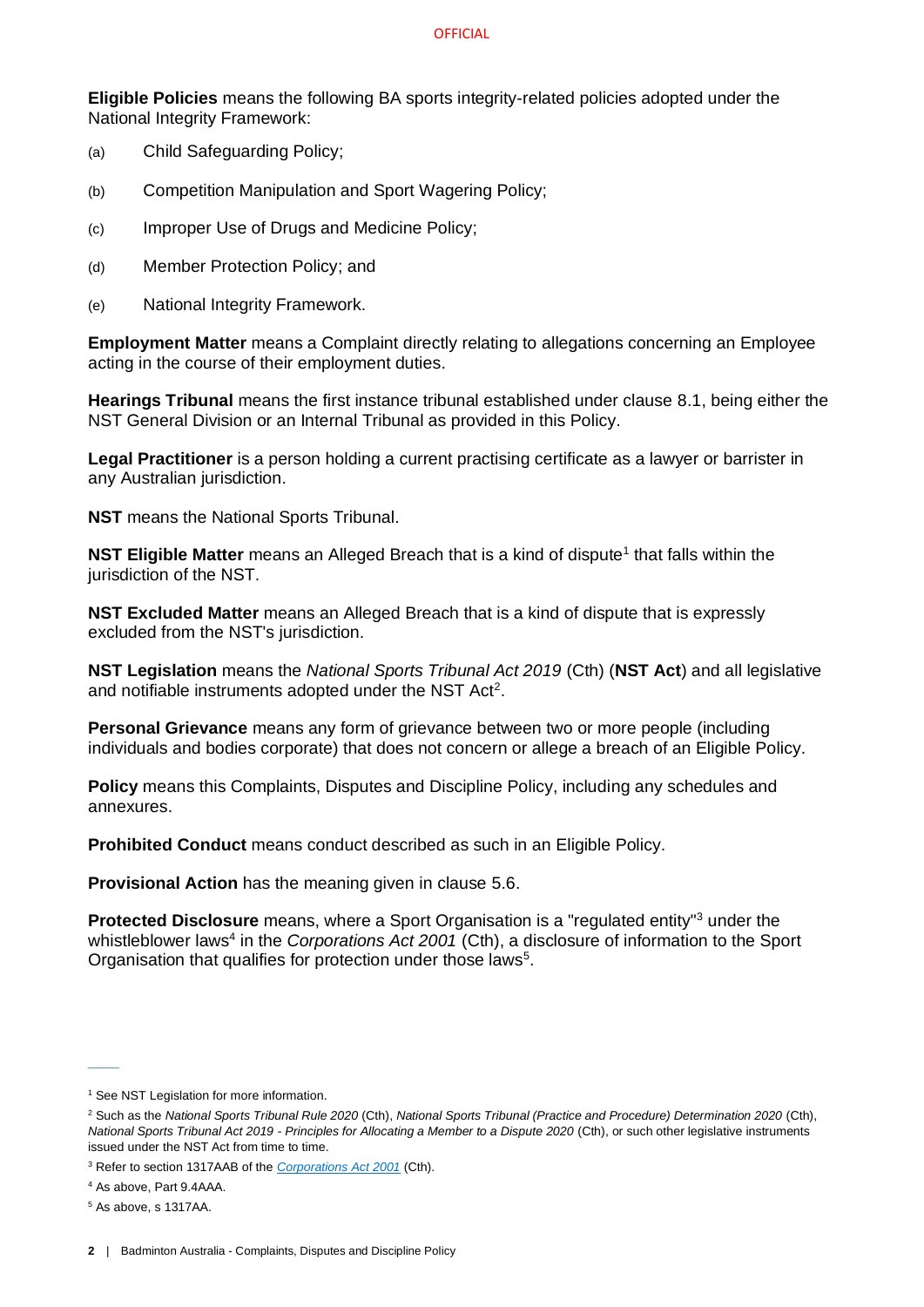**Eligible Policies** means the following BA sports integrity-related policies adopted under the National Integrity Framework:

(a) Child Safeguarding Policy;

(b) Competition Manipulation and Sport Wagering Policy;

(c) Improper Use of Drugs and Medicine Policy;

(d) Member Protection Policy; and

(e) National Integrity Framework.

**Employment Matter** means a Complaint directly relating to allegations concerning an Employee acting in the course of their employment duties.

**Hearings Tribunal** means the first instance tribunal established under clause 8.1, being either the NST General Division or an Internal Tribunal as provided in this Policy.

**Legal Practitioner** is a person holding a current practising certificate as a lawyer or barrister in any Australian jurisdiction.

**NST** means the National Sports Tribunal.

**NST Eligible Matter** means an Alleged Breach that is a kind of dispute[1] that falls within the jurisdiction of the NST.

**NST Excluded Matter** means an Alleged Breach that is a kind of dispute that is expressly excluded from the NST's jurisdiction.

**NST Legislation** means the *National Sports Tribunal Act 2019* (Cth) (**NST Act**) and all legislative and notifiable instruments adopted under the NST Act[2].

**Personal Grievance** means any form of grievance between two or more people (including individuals and bodies corporate) that does not concern or allege a breach of an Eligible Policy.

**Policy** means this Complaints, Disputes and Discipline Policy, including any schedules and annexures.

**Prohibited Conduct** means conduct described as such in an Eligible Policy.

**Provisional Action** has the meaning given in clause 5.6.

**Protected Disclosure** means, where a Sport Organisation is a "regulated entity"[3] under the whistleblower laws[4] in the *Corporations Act 2001* (Cth), a disclosure of information to the Sport Organisation that qualifies for protection under those laws[5].

---

[1] See NST Legislation for more information.

[2] Such as the *National Sports Tribunal Rule 2020* (Cth), *National Sports Tribunal (Practice and Procedure) Determination 2020* (Cth), *National Sports Tribunal Act 2019 - Principles for Allocating a Member to a Dispute 2020* (Cth), or such other legislative instruments issued under the NST Act from time to time.

[3] Refer to section 1317AAB of the *Corporations Act 2001* (Cth).

[4] As above, Part 9.4AAA.

[5] As above, s 1317AA.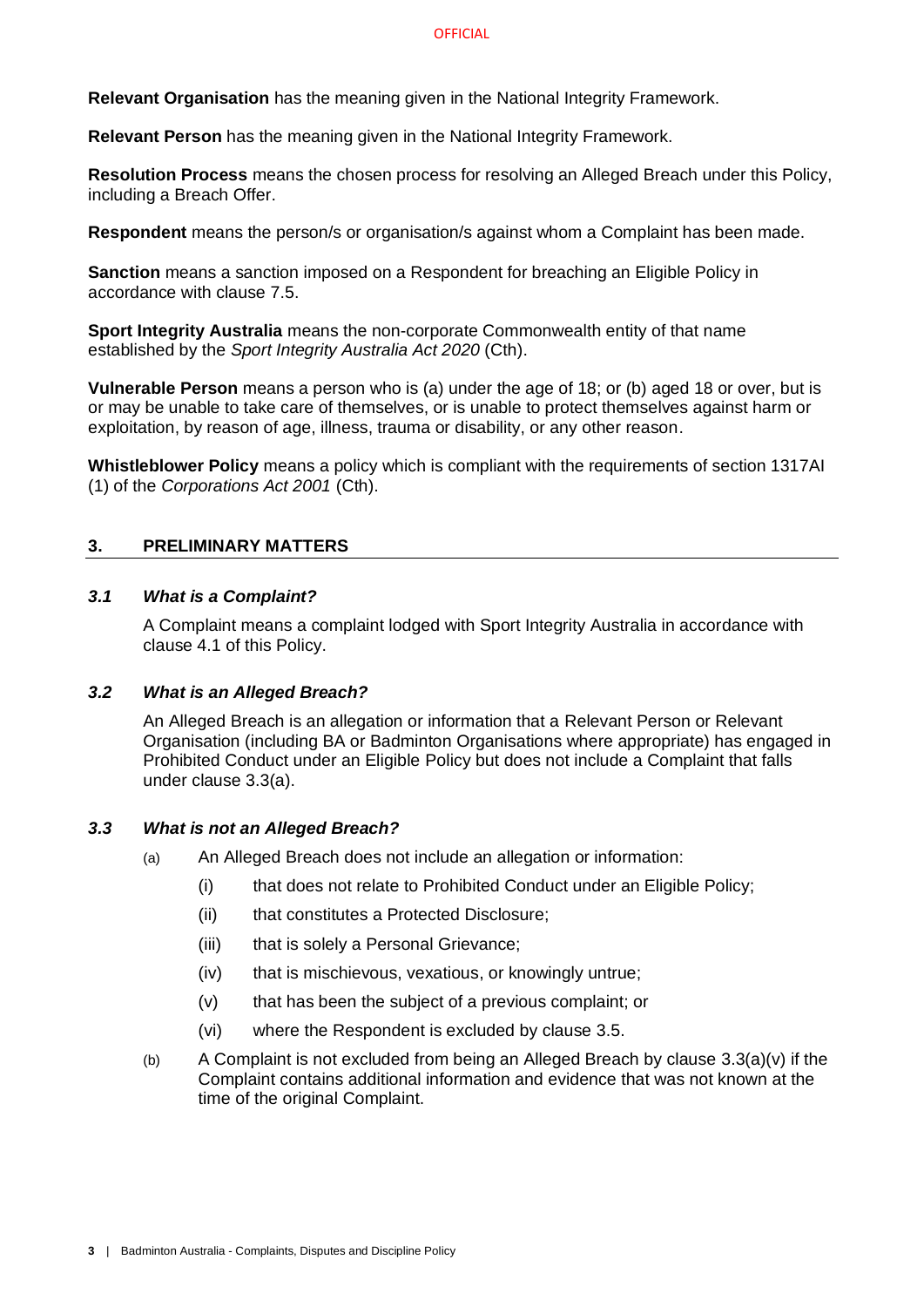**Relevant Organisation** has the meaning given in the National Integrity Framework.

**Relevant Person** has the meaning given in the National Integrity Framework.

**Resolution Process** means the chosen process for resolving an Alleged Breach under this Policy, including a Breach Offer.

**Respondent** means the person/s or organisation/s against whom a Complaint has been made.

**Sanction** means a sanction imposed on a Respondent for breaching an Eligible Policy in accordance with clause 7.5.

**Sport Integrity Australia** means the non-corporate Commonwealth entity of that name established by the *Sport Integrity Australia Act 2020* (Cth).

**Vulnerable Person** means a person who is (a) under the age of 18; or (b) aged 18 or over, but is or may be unable to take care of themselves, or is unable to protect themselves against harm or exploitation, by reason of age, illness, trauma or disability, or any other reason.

**Whistleblower Policy** means a policy which is compliant with the requirements of section 1317AI (1) of the *Corporations Act 2001* (Cth).

## 3. PRELIMINARY MATTERS

### *3.1 What is a Complaint?*

A Complaint means a complaint lodged with Sport Integrity Australia in accordance with clause 4.1 of this Policy.

### *3.2 What is an Alleged Breach?*

An Alleged Breach is an allegation or information that a Relevant Person or Relevant Organisation (including BA or Badminton Organisations where appropriate) has engaged in Prohibited Conduct under an Eligible Policy but does not include a Complaint that falls under clause 3.3(a).

### *3.3 What is not an Alleged Breach?*

(a) An Alleged Breach does not include an allegation or information:

  (i) that does not relate to Prohibited Conduct under an Eligible Policy;

  (ii) that constitutes a Protected Disclosure;

  (iii) that is solely a Personal Grievance;

  (iv) that is mischievous, vexatious, or knowingly untrue;

  (v) that has been the subject of a previous complaint; or

  (vi) where the Respondent is excluded by clause 3.5.

(b) A Complaint is not excluded from being an Alleged Breach by clause 3.3(a)(v) if the Complaint contains additional information and evidence that was not known at the time of the original Complaint.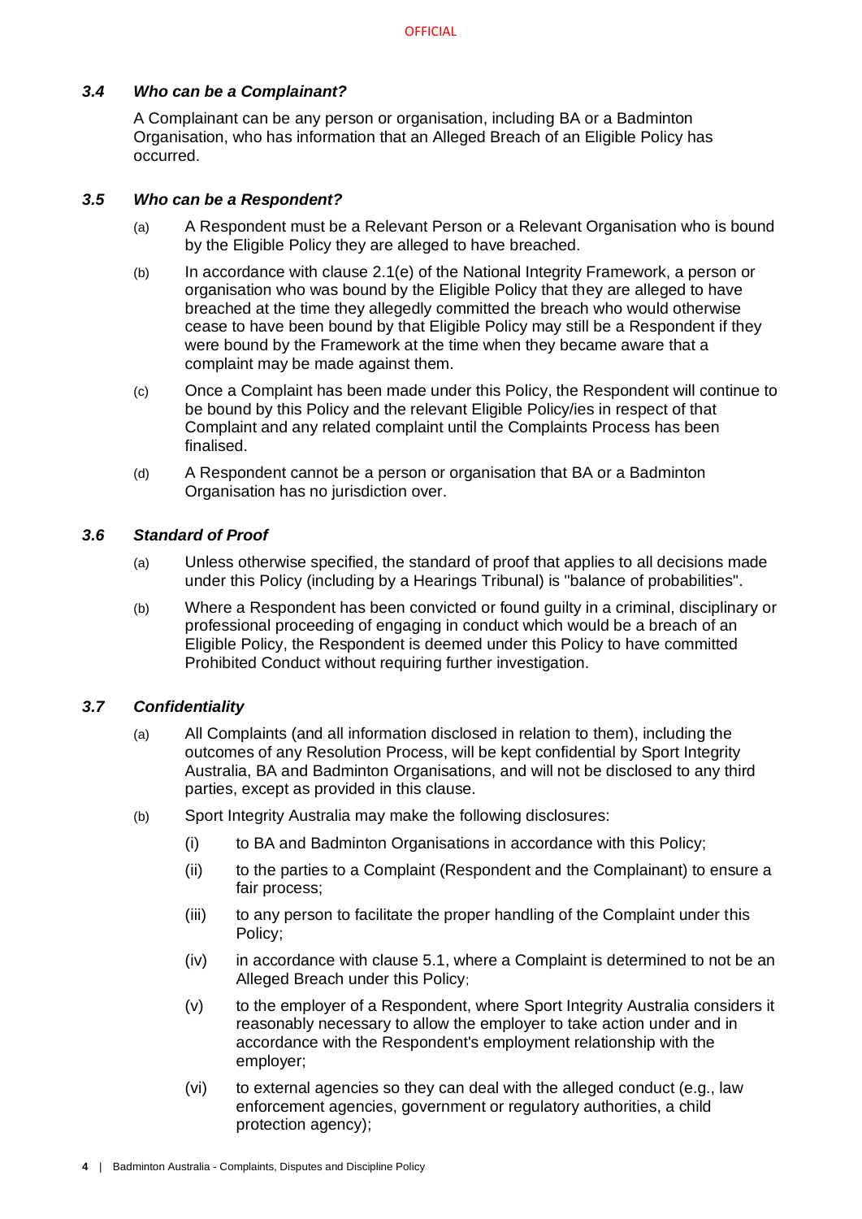### *3.4 Who can be a Complainant?*

A Complainant can be any person or organisation, including BA or a Badminton Organisation, who has information that an Alleged Breach of an Eligible Policy has occurred.

### *3.5 Who can be a Respondent?*

(a) A Respondent must be a Relevant Person or a Relevant Organisation who is bound by the Eligible Policy they are alleged to have breached.

(b) In accordance with clause 2.1(e) of the National Integrity Framework, a person or organisation who was bound by the Eligible Policy that they are alleged to have breached at the time they allegedly committed the breach who would otherwise cease to have been bound by that Eligible Policy may still be a Respondent if they were bound by the Framework at the time when they became aware that a complaint may be made against them.

(c) Once a Complaint has been made under this Policy, the Respondent will continue to be bound by this Policy and the relevant Eligible Policy/ies in respect of that Complaint and any related complaint until the Complaints Process has been finalised.

(d) A Respondent cannot be a person or organisation that BA or a Badminton Organisation has no jurisdiction over.

### *3.6 Standard of Proof*

(a) Unless otherwise specified, the standard of proof that applies to all decisions made under this Policy (including by a Hearings Tribunal) is "balance of probabilities".

(b) Where a Respondent has been convicted or found guilty in a criminal, disciplinary or professional proceeding of engaging in conduct which would be a breach of an Eligible Policy, the Respondent is deemed under this Policy to have committed Prohibited Conduct without requiring further investigation.

### *3.7 Confidentiality*

(a) All Complaints (and all information disclosed in relation to them), including the outcomes of any Resolution Process, will be kept confidential by Sport Integrity Australia, BA and Badminton Organisations, and will not be disclosed to any third parties, except as provided in this clause.

(b) Sport Integrity Australia may make the following disclosures:

   (i) to BA and Badminton Organisations in accordance with this Policy;

   (ii) to the parties to a Complaint (Respondent and the Complainant) to ensure a fair process;

   (iii) to any person to facilitate the proper handling of the Complaint under this Policy;

   (iv) in accordance with clause 5.1, where a Complaint is determined to not be an Alleged Breach under this Policy;

   (v) to the employer of a Respondent, where Sport Integrity Australia considers it reasonably necessary to allow the employer to take action under and in accordance with the Respondent's employment relationship with the employer;

   (vi) to external agencies so they can deal with the alleged conduct (e.g., law enforcement agencies, government or regulatory authorities, a child protection agency);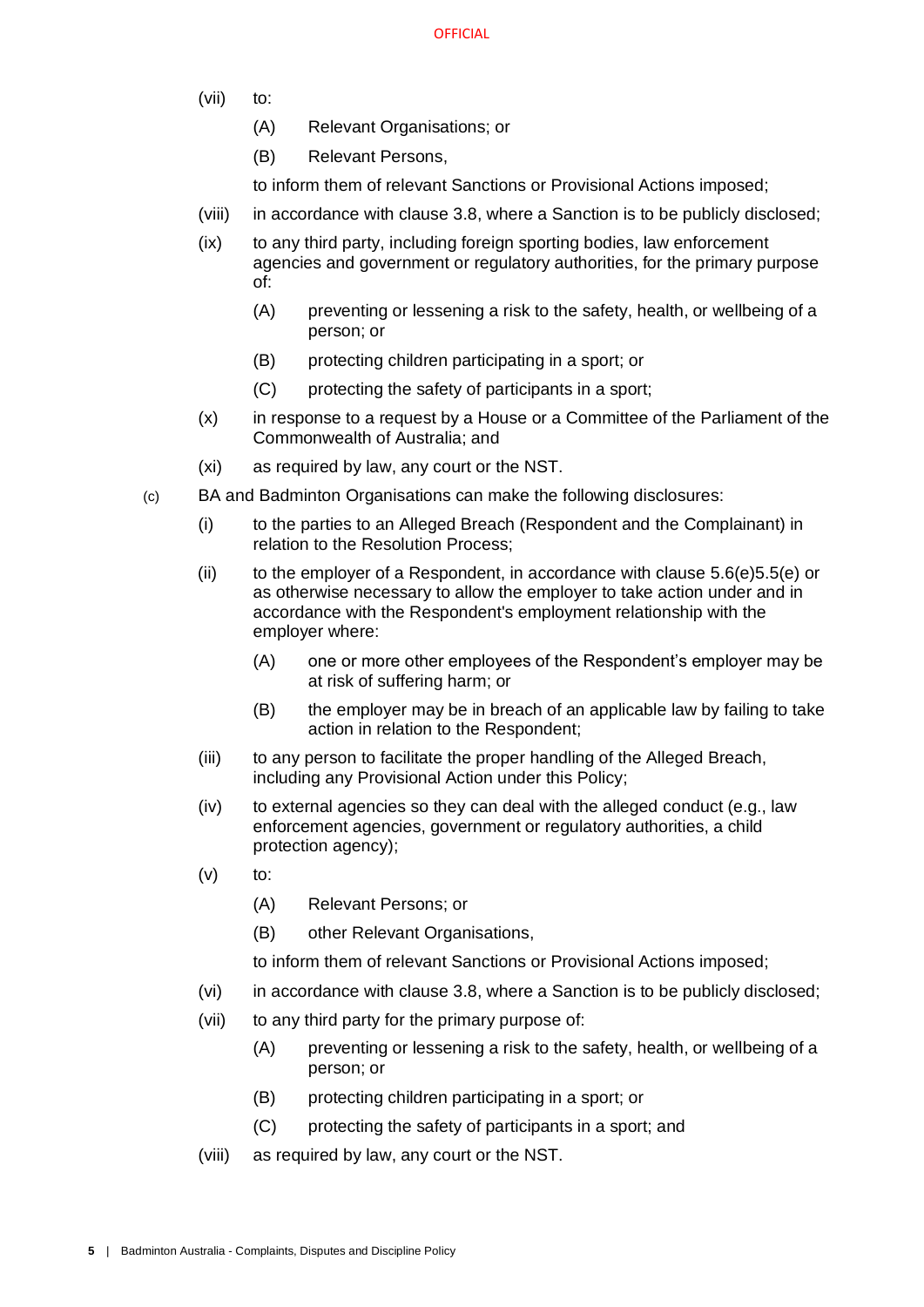(vii) to:

   (A) Relevant Organisations; or

   (B) Relevant Persons,

   to inform them of relevant Sanctions or Provisional Actions imposed;

(viii) in accordance with clause 3.8, where a Sanction is to be publicly disclosed;

(ix) to any third party, including foreign sporting bodies, law enforcement agencies and government or regulatory authorities, for the primary purpose of:

   (A) preventing or lessening a risk to the safety, health, or wellbeing of a person; or

   (B) protecting children participating in a sport; or

   (C) protecting the safety of participants in a sport;

(x) in response to a request by a House or a Committee of the Parliament of the Commonwealth of Australia; and

(xi) as required by law, any court or the NST.

(c) BA and Badminton Organisations can make the following disclosures:

(i) to the parties to an Alleged Breach (Respondent and the Complainant) in relation to the Resolution Process;

(ii) to the employer of a Respondent, in accordance with clause 5.6(e)5.5(e) or as otherwise necessary to allow the employer to take action under and in accordance with the Respondent's employment relationship with the employer where:

   (A) one or more other employees of the Respondent's employer may be at risk of suffering harm; or

   (B) the employer may be in breach of an applicable law by failing to take action in relation to the Respondent;

(iii) to any person to facilitate the proper handling of the Alleged Breach, including any Provisional Action under this Policy;

(iv) to external agencies so they can deal with the alleged conduct (e.g., law enforcement agencies, government or regulatory authorities, a child protection agency);

(v) to:

   (A) Relevant Persons; or

   (B) other Relevant Organisations,

   to inform them of relevant Sanctions or Provisional Actions imposed;

(vi) in accordance with clause 3.8, where a Sanction is to be publicly disclosed;

(vii) to any third party for the primary purpose of:

   (A) preventing or lessening a risk to the safety, health, or wellbeing of a person; or

   (B) protecting children participating in a sport; or

   (C) protecting the safety of participants in a sport; and

(viii) as required by law, any court or the NST.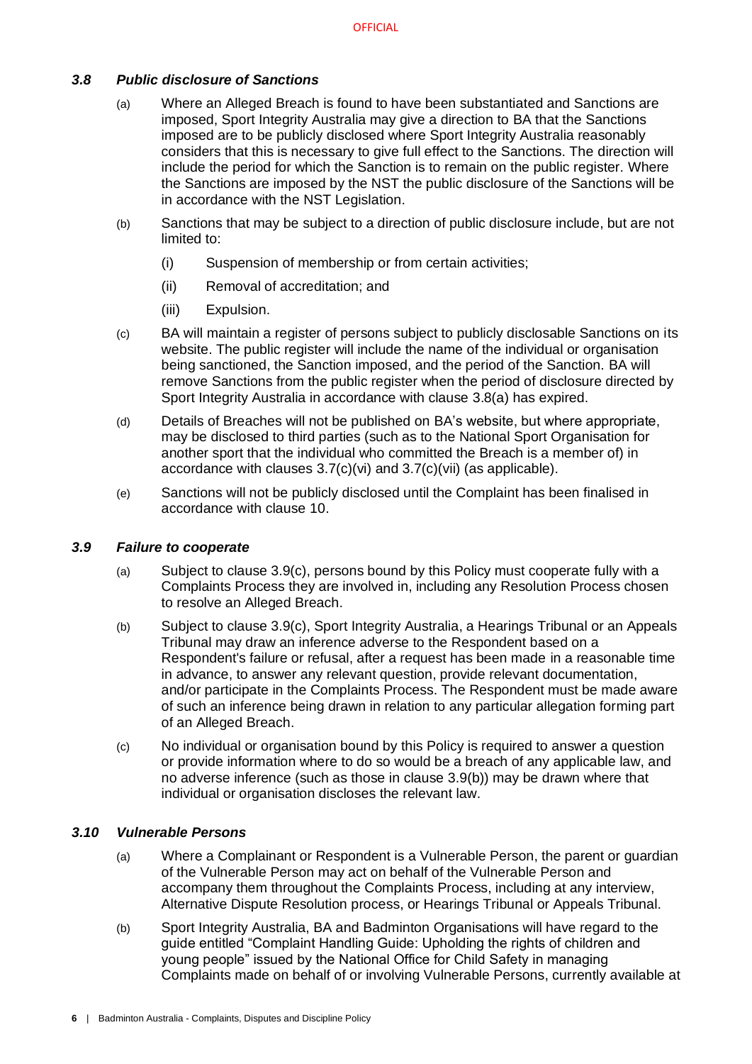### *3.8 Public disclosure of Sanctions*

(a) Where an Alleged Breach is found to have been substantiated and Sanctions are imposed, Sport Integrity Australia may give a direction to BA that the Sanctions imposed are to be publicly disclosed where Sport Integrity Australia reasonably considers that this is necessary to give full effect to the Sanctions. The direction will include the period for which the Sanction is to remain on the public register. Where the Sanctions are imposed by the NST the public disclosure of the Sanctions will be in accordance with the NST Legislation.

(b) Sanctions that may be subject to a direction of public disclosure include, but are not limited to:

   (i) Suspension of membership or from certain activities;

   (ii) Removal of accreditation; and

   (iii) Expulsion.

(c) BA will maintain a register of persons subject to publicly disclosable Sanctions on its website. The public register will include the name of the individual or organisation being sanctioned, the Sanction imposed, and the period of the Sanction. BA will remove Sanctions from the public register when the period of disclosure directed by Sport Integrity Australia in accordance with clause 3.8(a) has expired.

(d) Details of Breaches will not be published on BA's website, but where appropriate, may be disclosed to third parties (such as to the National Sport Organisation for another sport that the individual who committed the Breach is a member of) in accordance with clauses 3.7(c)(vi) and 3.7(c)(vii) (as applicable).

(e) Sanctions will not be publicly disclosed until the Complaint has been finalised in accordance with clause 10.

### *3.9 Failure to cooperate*

(a) Subject to clause 3.9(c), persons bound by this Policy must cooperate fully with a Complaints Process they are involved in, including any Resolution Process chosen to resolve an Alleged Breach.

(b) Subject to clause 3.9(c), Sport Integrity Australia, a Hearings Tribunal or an Appeals Tribunal may draw an inference adverse to the Respondent based on a Respondent's failure or refusal, after a request has been made in a reasonable time in advance, to answer any relevant question, provide relevant documentation, and/or participate in the Complaints Process. The Respondent must be made aware of such an inference being drawn in relation to any particular allegation forming part of an Alleged Breach.

(c) No individual or organisation bound by this Policy is required to answer a question or provide information where to do so would be a breach of any applicable law, and no adverse inference (such as those in clause 3.9(b)) may be drawn where that individual or organisation discloses the relevant law.

### *3.10 Vulnerable Persons*

(a) Where a Complainant or Respondent is a Vulnerable Person, the parent or guardian of the Vulnerable Person may act on behalf of the Vulnerable Person and accompany them throughout the Complaints Process, including at any interview, Alternative Dispute Resolution process, or Hearings Tribunal or Appeals Tribunal.

(b) Sport Integrity Australia, BA and Badminton Organisations will have regard to the guide entitled "Complaint Handling Guide: Upholding the rights of children and young people" issued by the National Office for Child Safety in managing Complaints made on behalf of or involving Vulnerable Persons, currently available at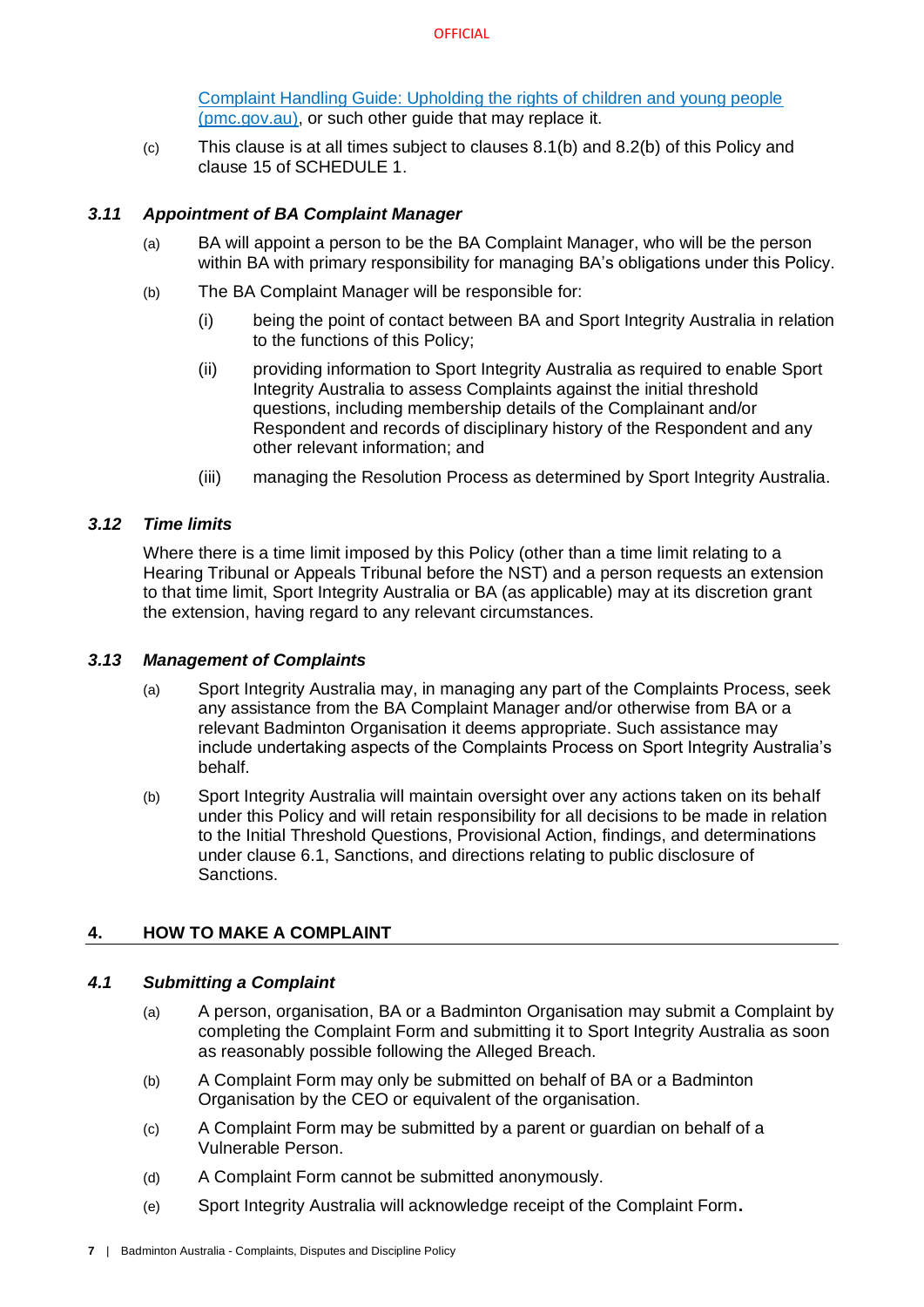[Complaint Handling Guide: Upholding the rights of children and young people (pmc.gov.au)](pmc.gov.au), or such other guide that may replace it.

(c) This clause is at all times subject to clauses 8.1(b) and 8.2(b) of this Policy and clause 15 of SCHEDULE 1.

### *3.11 Appointment of BA Complaint Manager*

(a) BA will appoint a person to be the BA Complaint Manager, who will be the person within BA with primary responsibility for managing BA's obligations under this Policy.

(b) The BA Complaint Manager will be responsible for:

(i) being the point of contact between BA and Sport Integrity Australia in relation to the functions of this Policy;

(ii) providing information to Sport Integrity Australia as required to enable Sport Integrity Australia to assess Complaints against the initial threshold questions, including membership details of the Complainant and/or Respondent and records of disciplinary history of the Respondent and any other relevant information; and

(iii) managing the Resolution Process as determined by Sport Integrity Australia.

### *3.12 Time limits*

Where there is a time limit imposed by this Policy (other than a time limit relating to a Hearing Tribunal or Appeals Tribunal before the NST) and a person requests an extension to that time limit, Sport Integrity Australia or BA (as applicable) may at its discretion grant the extension, having regard to any relevant circumstances.

### *3.13 Management of Complaints*

(a) Sport Integrity Australia may, in managing any part of the Complaints Process, seek any assistance from the BA Complaint Manager and/or otherwise from BA or a relevant Badminton Organisation it deems appropriate. Such assistance may include undertaking aspects of the Complaints Process on Sport Integrity Australia's behalf.

(b) Sport Integrity Australia will maintain oversight over any actions taken on its behalf under this Policy and will retain responsibility for all decisions to be made in relation to the Initial Threshold Questions, Provisional Action, findings, and determinations under clause 6.1, Sanctions, and directions relating to public disclosure of Sanctions.

## 4. HOW TO MAKE A COMPLAINT

### *4.1 Submitting a Complaint*

(a) A person, organisation, BA or a Badminton Organisation may submit a Complaint by completing the Complaint Form and submitting it to Sport Integrity Australia as soon as reasonably possible following the Alleged Breach.

(b) A Complaint Form may only be submitted on behalf of BA or a Badminton Organisation by the CEO or equivalent of the organisation.

(c) A Complaint Form may be submitted by a parent or guardian on behalf of a Vulnerable Person.

(d) A Complaint Form cannot be submitted anonymously.

(e) Sport Integrity Australia will acknowledge receipt of the Complaint Form.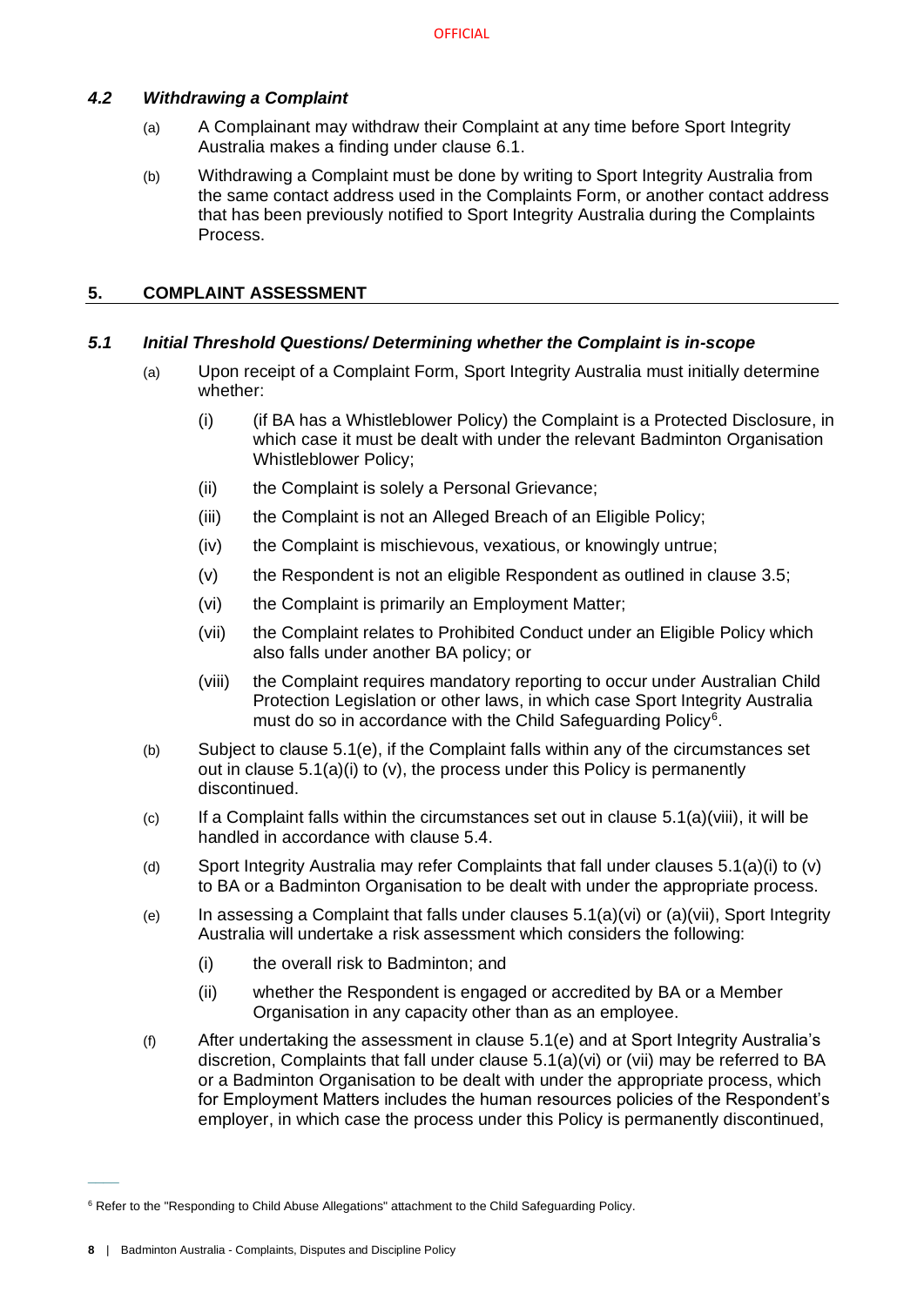### *4.2 Withdrawing a Complaint*

(a) A Complainant may withdraw their Complaint at any time before Sport Integrity Australia makes a finding under clause 6.1.

(b) Withdrawing a Complaint must be done by writing to Sport Integrity Australia from the same contact address used in the Complaints Form, or another contact address that has been previously notified to Sport Integrity Australia during the Complaints Process.

## 5. COMPLAINT ASSESSMENT

### *5.1 Initial Threshold Questions/ Determining whether the Complaint is in-scope*

(a) Upon receipt of a Complaint Form, Sport Integrity Australia must initially determine whether:

  (i) (if BA has a Whistleblower Policy) the Complaint is a Protected Disclosure, in which case it must be dealt with under the relevant Badminton Organisation Whistleblower Policy;

  (ii) the Complaint is solely a Personal Grievance;

  (iii) the Complaint is not an Alleged Breach of an Eligible Policy;

  (iv) the Complaint is mischievous, vexatious, or knowingly untrue;

  (v) the Respondent is not an eligible Respondent as outlined in clause 3.5;

  (vi) the Complaint is primarily an Employment Matter;

  (vii) the Complaint relates to Prohibited Conduct under an Eligible Policy which also falls under another BA policy; or

  (viii) the Complaint requires mandatory reporting to occur under Australian Child Protection Legislation or other laws, in which case Sport Integrity Australia must do so in accordance with the Child Safeguarding Policy[6].

(b) Subject to clause 5.1(e), if the Complaint falls within any of the circumstances set out in clause 5.1(a)(i) to (v), the process under this Policy is permanently discontinued.

(c) If a Complaint falls within the circumstances set out in clause 5.1(a)(viii), it will be handled in accordance with clause 5.4.

(d) Sport Integrity Australia may refer Complaints that fall under clauses 5.1(a)(i) to (v) to BA or a Badminton Organisation to be dealt with under the appropriate process.

(e) In assessing a Complaint that falls under clauses 5.1(a)(vi) or (a)(vii), Sport Integrity Australia will undertake a risk assessment which considers the following:

  (i) the overall risk to Badminton; and

  (ii) whether the Respondent is engaged or accredited by BA or a Member Organisation in any capacity other than as an employee.

(f) After undertaking the assessment in clause 5.1(e) and at Sport Integrity Australia's discretion, Complaints that fall under clause 5.1(a)(vi) or (vii) may be referred to BA or a Badminton Organisation to be dealt with under the appropriate process, which for Employment Matters includes the human resources policies of the Respondent's employer, in which case the process under this Policy is permanently discontinued,

[6] Refer to the "Responding to Child Abuse Allegations" attachment to the Child Safeguarding Policy.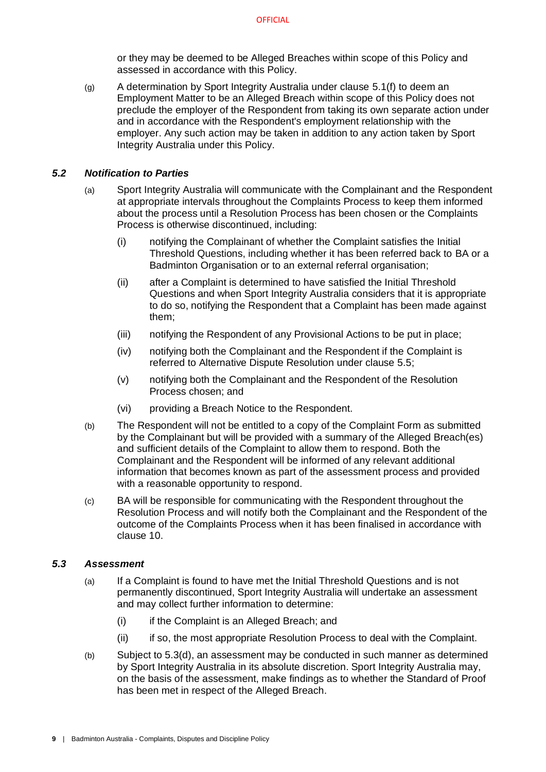or they may be deemed to be Alleged Breaches within scope of this Policy and assessed in accordance with this Policy.

(g) A determination by Sport Integrity Australia under clause 5.1(f) to deem an Employment Matter to be an Alleged Breach within scope of this Policy does not preclude the employer of the Respondent from taking its own separate action under and in accordance with the Respondent's employment relationship with the employer. Any such action may be taken in addition to any action taken by Sport Integrity Australia under this Policy.

### *5.2 Notification to Parties*

(a) Sport Integrity Australia will communicate with the Complainant and the Respondent at appropriate intervals throughout the Complaints Process to keep them informed about the process until a Resolution Process has been chosen or the Complaints Process is otherwise discontinued, including:

   (i) notifying the Complainant of whether the Complaint satisfies the Initial Threshold Questions, including whether it has been referred back to BA or a Badminton Organisation or to an external referral organisation;

   (ii) after a Complaint is determined to have satisfied the Initial Threshold Questions and when Sport Integrity Australia considers that it is appropriate to do so, notifying the Respondent that a Complaint has been made against them;

   (iii) notifying the Respondent of any Provisional Actions to be put in place;

   (iv) notifying both the Complainant and the Respondent if the Complaint is referred to Alternative Dispute Resolution under clause 5.5;

   (v) notifying both the Complainant and the Respondent of the Resolution Process chosen; and

   (vi) providing a Breach Notice to the Respondent.

(b) The Respondent will not be entitled to a copy of the Complaint Form as submitted by the Complainant but will be provided with a summary of the Alleged Breach(es) and sufficient details of the Complaint to allow them to respond. Both the Complainant and the Respondent will be informed of any relevant additional information that becomes known as part of the assessment process and provided with a reasonable opportunity to respond.

(c) BA will be responsible for communicating with the Respondent throughout the Resolution Process and will notify both the Complainant and the Respondent of the outcome of the Complaints Process when it has been finalised in accordance with clause 10.

### *5.3 Assessment*

(a) If a Complaint is found to have met the Initial Threshold Questions and is not permanently discontinued, Sport Integrity Australia will undertake an assessment and may collect further information to determine:

   (i) if the Complaint is an Alleged Breach; and

   (ii) if so, the most appropriate Resolution Process to deal with the Complaint.

(b) Subject to 5.3(d), an assessment may be conducted in such manner as determined by Sport Integrity Australia in its absolute discretion. Sport Integrity Australia may, on the basis of the assessment, make findings as to whether the Standard of Proof has been met in respect of the Alleged Breach.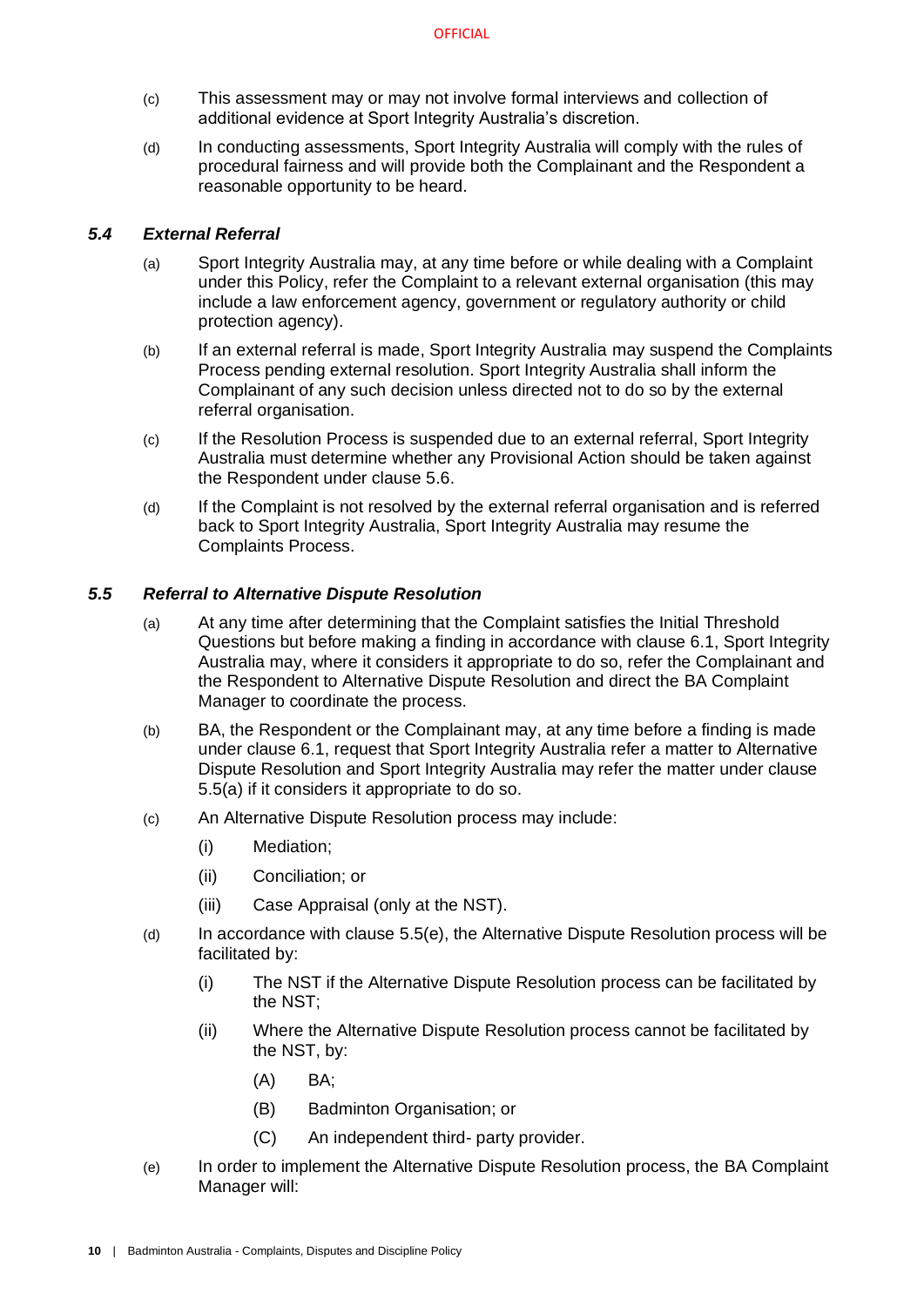(c) This assessment may or may not involve formal interviews and collection of additional evidence at Sport Integrity Australia's discretion.

(d) In conducting assessments, Sport Integrity Australia will comply with the rules of procedural fairness and will provide both the Complainant and the Respondent a reasonable opportunity to be heard.

### *5.4 External Referral*

(a) Sport Integrity Australia may, at any time before or while dealing with a Complaint under this Policy, refer the Complaint to a relevant external organisation (this may include a law enforcement agency, government or regulatory authority or child protection agency).

(b) If an external referral is made, Sport Integrity Australia may suspend the Complaints Process pending external resolution. Sport Integrity Australia shall inform the Complainant of any such decision unless directed not to do so by the external referral organisation.

(c) If the Resolution Process is suspended due to an external referral, Sport Integrity Australia must determine whether any Provisional Action should be taken against the Respondent under clause 5.6.

(d) If the Complaint is not resolved by the external referral organisation and is referred back to Sport Integrity Australia, Sport Integrity Australia may resume the Complaints Process.

### *5.5 Referral to Alternative Dispute Resolution*

(a) At any time after determining that the Complaint satisfies the Initial Threshold Questions but before making a finding in accordance with clause 6.1, Sport Integrity Australia may, where it considers it appropriate to do so, refer the Complainant and the Respondent to Alternative Dispute Resolution and direct the BA Complaint Manager to coordinate the process.

(b) BA, the Respondent or the Complainant may, at any time before a finding is made under clause 6.1, request that Sport Integrity Australia refer a matter to Alternative Dispute Resolution and Sport Integrity Australia may refer the matter under clause 5.5(a) if it considers it appropriate to do so.

(c) An Alternative Dispute Resolution process may include:

   (i) Mediation;

   (ii) Conciliation; or

   (iii) Case Appraisal (only at the NST).

(d) In accordance with clause 5.5(e), the Alternative Dispute Resolution process will be facilitated by:

   (i) The NST if the Alternative Dispute Resolution process can be facilitated by the NST;

   (ii) Where the Alternative Dispute Resolution process cannot be facilitated by the NST, by:

      (A) BA;

      (B) Badminton Organisation; or

      (C) An independent third- party provider.

(e) In order to implement the Alternative Dispute Resolution process, the BA Complaint Manager will: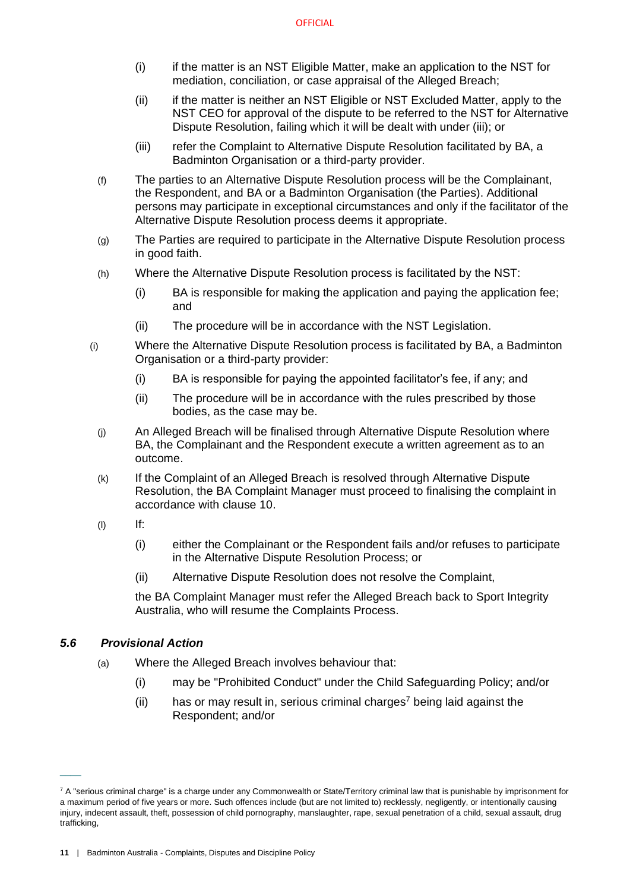(i) if the matter is an NST Eligible Matter, make an application to the NST for mediation, conciliation, or case appraisal of the Alleged Breach;

(ii) if the matter is neither an NST Eligible or NST Excluded Matter, apply to the NST CEO for approval of the dispute to be referred to the NST for Alternative Dispute Resolution, failing which it will be dealt with under (iii); or

(iii) refer the Complaint to Alternative Dispute Resolution facilitated by BA, a Badminton Organisation or a third-party provider.

(f) The parties to an Alternative Dispute Resolution process will be the Complainant, the Respondent, and BA or a Badminton Organisation (the Parties). Additional persons may participate in exceptional circumstances and only if the facilitator of the Alternative Dispute Resolution process deems it appropriate.

(g) The Parties are required to participate in the Alternative Dispute Resolution process in good faith.

(h) Where the Alternative Dispute Resolution process is facilitated by the NST:

(i) BA is responsible for making the application and paying the application fee; and

(ii) The procedure will be in accordance with the NST Legislation.

(i) Where the Alternative Dispute Resolution process is facilitated by BA, a Badminton Organisation or a third-party provider:

(i) BA is responsible for paying the appointed facilitator's fee, if any; and

(ii) The procedure will be in accordance with the rules prescribed by those bodies, as the case may be.

(j) An Alleged Breach will be finalised through Alternative Dispute Resolution where BA, the Complainant and the Respondent execute a written agreement as to an outcome.

(k) If the Complaint of an Alleged Breach is resolved through Alternative Dispute Resolution, the BA Complaint Manager must proceed to finalising the complaint in accordance with clause 10.

(l) If:

(i) either the Complainant or the Respondent fails and/or refuses to participate in the Alternative Dispute Resolution Process; or

(ii) Alternative Dispute Resolution does not resolve the Complaint,

the BA Complaint Manager must refer the Alleged Breach back to Sport Integrity Australia, who will resume the Complaints Process.

### *5.6 Provisional Action*

(a) Where the Alleged Breach involves behaviour that:

(i) may be "Prohibited Conduct" under the Child Safeguarding Policy; and/or

(ii) has or may result in, serious criminal charges[7] being laid against the Respondent; and/or

---

[7] A "serious criminal charge" is a charge under any Commonwealth or State/Territory criminal law that is punishable by imprisonment for a maximum period of five years or more. Such offences include (but are not limited to) recklessly, negligently, or intentionally causing injury, indecent assault, theft, possession of child pornography, manslaughter, rape, sexual penetration of a child, sexual assault, drug trafficking,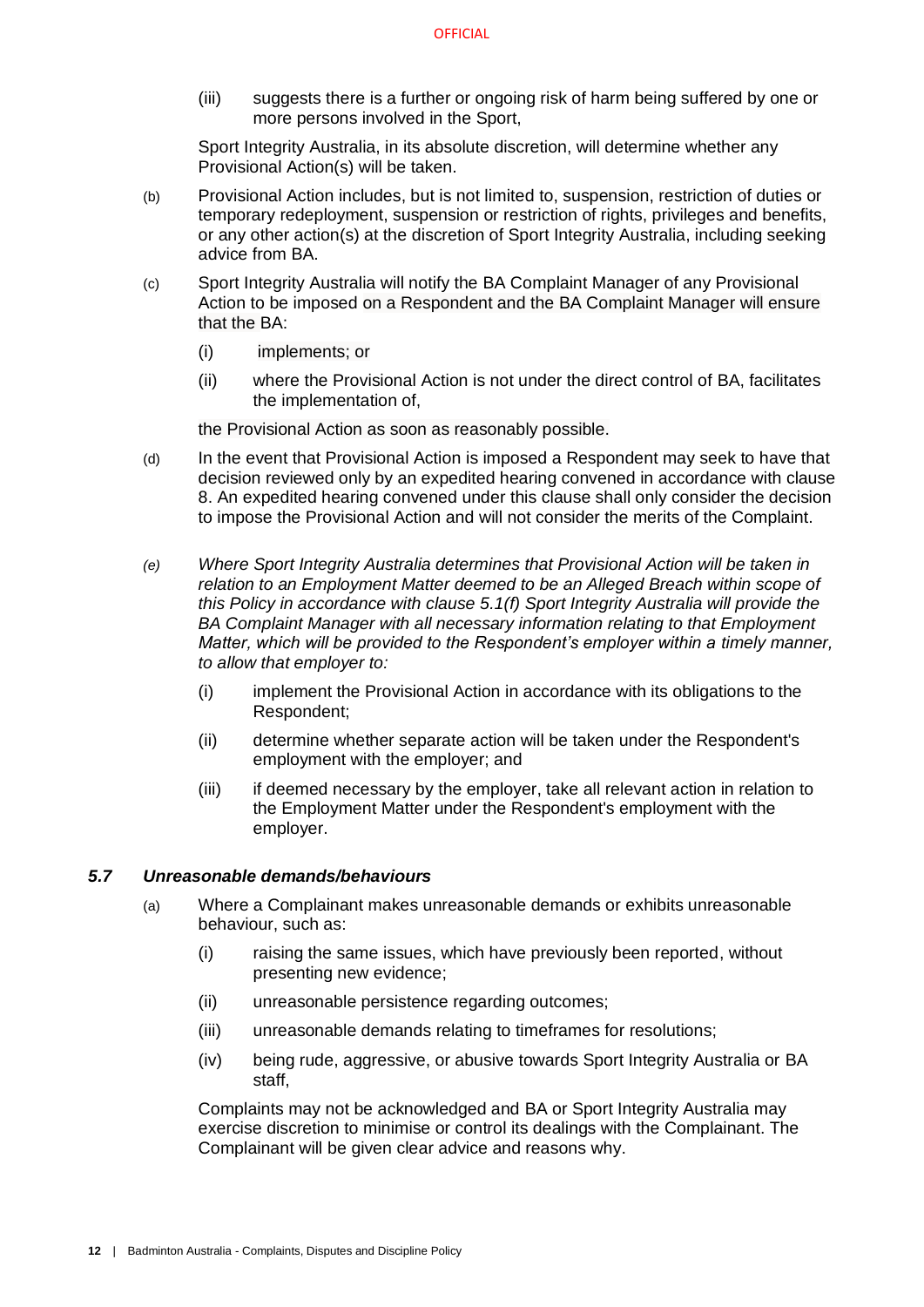(iii) suggests there is a further or ongoing risk of harm being suffered by one or more persons involved in the Sport,

Sport Integrity Australia, in its absolute discretion, will determine whether any Provisional Action(s) will be taken.

(b) Provisional Action includes, but is not limited to, suspension, restriction of duties or temporary redeployment, suspension or restriction of rights, privileges and benefits, or any other action(s) at the discretion of Sport Integrity Australia, including seeking advice from BA.

(c) Sport Integrity Australia will notify the BA Complaint Manager of any Provisional Action to be imposed on a Respondent and the BA Complaint Manager will ensure that the BA:

(i) implements; or

(ii) where the Provisional Action is not under the direct control of BA, facilitates the implementation of,

the Provisional Action as soon as reasonably possible.

(d) In the event that Provisional Action is imposed a Respondent may seek to have that decision reviewed only by an expedited hearing convened in accordance with clause 8. An expedited hearing convened under this clause shall only consider the decision to impose the Provisional Action and will not consider the merits of the Complaint.

*(e) Where Sport Integrity Australia determines that Provisional Action will be taken in relation to an Employment Matter deemed to be an Alleged Breach within scope of this Policy in accordance with clause 5.1(f) Sport Integrity Australia will provide the BA Complaint Manager with all necessary information relating to that Employment Matter, which will be provided to the Respondent's employer within a timely manner, to allow that employer to:*

(i) implement the Provisional Action in accordance with its obligations to the Respondent;

(ii) determine whether separate action will be taken under the Respondent's employment with the employer; and

(iii) if deemed necessary by the employer, take all relevant action in relation to the Employment Matter under the Respondent's employment with the employer.

### *5.7 Unreasonable demands/behaviours*

(a) Where a Complainant makes unreasonable demands or exhibits unreasonable behaviour, such as:

(i) raising the same issues, which have previously been reported, without presenting new evidence;

(ii) unreasonable persistence regarding outcomes;

(iii) unreasonable demands relating to timeframes for resolutions;

(iv) being rude, aggressive, or abusive towards Sport Integrity Australia or BA staff,

Complaints may not be acknowledged and BA or Sport Integrity Australia may exercise discretion to minimise or control its dealings with the Complainant. The Complainant will be given clear advice and reasons why.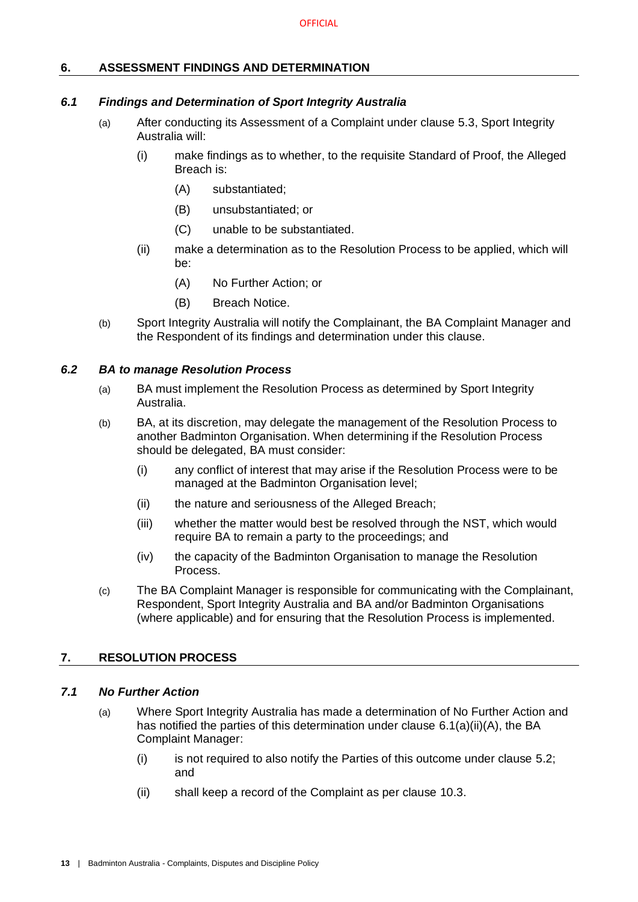## 6. ASSESSMENT FINDINGS AND DETERMINATION

### *6.1 Findings and Determination of Sport Integrity Australia*

(a) After conducting its Assessment of a Complaint under clause 5.3, Sport Integrity Australia will:

  (i) make findings as to whether, to the requisite Standard of Proof, the Alleged Breach is:

    (A) substantiated;

    (B) unsubstantiated; or

    (C) unable to be substantiated.

  (ii) make a determination as to the Resolution Process to be applied, which will be:

    (A) No Further Action; or

    (B) Breach Notice.

(b) Sport Integrity Australia will notify the Complainant, the BA Complaint Manager and the Respondent of its findings and determination under this clause.

### *6.2 BA to manage Resolution Process*

(a) BA must implement the Resolution Process as determined by Sport Integrity Australia.

(b) BA, at its discretion, may delegate the management of the Resolution Process to another Badminton Organisation. When determining if the Resolution Process should be delegated, BA must consider:

  (i) any conflict of interest that may arise if the Resolution Process were to be managed at the Badminton Organisation level;

  (ii) the nature and seriousness of the Alleged Breach;

  (iii) whether the matter would best be resolved through the NST, which would require BA to remain a party to the proceedings; and

  (iv) the capacity of the Badminton Organisation to manage the Resolution Process.

(c) The BA Complaint Manager is responsible for communicating with the Complainant, Respondent, Sport Integrity Australia and BA and/or Badminton Organisations (where applicable) and for ensuring that the Resolution Process is implemented.

## 7. RESOLUTION PROCESS

### *7.1 No Further Action*

(a) Where Sport Integrity Australia has made a determination of No Further Action and has notified the parties of this determination under clause 6.1(a)(ii)(A), the BA Complaint Manager:

  (i) is not required to also notify the Parties of this outcome under clause 5.2; and

  (ii) shall keep a record of the Complaint as per clause 10.3.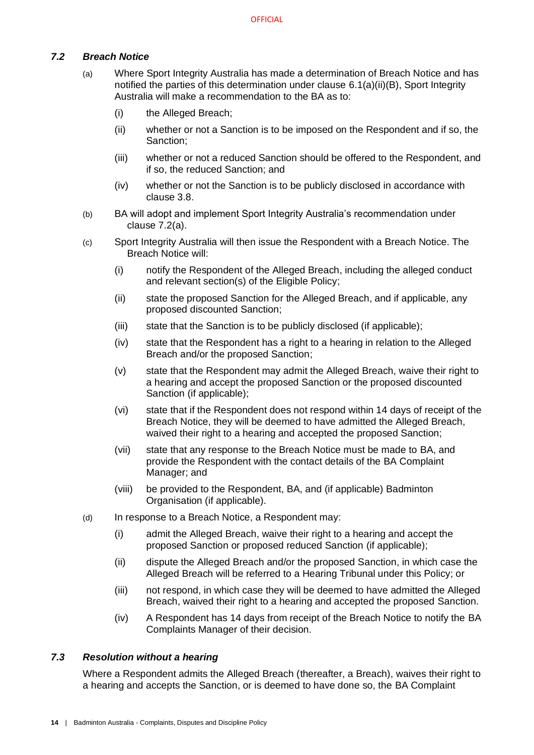### *7.2 Breach Notice*

(a) Where Sport Integrity Australia has made a determination of Breach Notice and has notified the parties of this determination under clause 6.1(a)(ii)(B), Sport Integrity Australia will make a recommendation to the BA as to:

(i) the Alleged Breach;

(ii) whether or not a Sanction is to be imposed on the Respondent and if so, the Sanction;

(iii) whether or not a reduced Sanction should be offered to the Respondent, and if so, the reduced Sanction; and

(iv) whether or not the Sanction is to be publicly disclosed in accordance with clause 3.8.

(b) BA will adopt and implement Sport Integrity Australia's recommendation under clause 7.2(a).

(c) Sport Integrity Australia will then issue the Respondent with a Breach Notice. The Breach Notice will:

(i) notify the Respondent of the Alleged Breach, including the alleged conduct and relevant section(s) of the Eligible Policy;

(ii) state the proposed Sanction for the Alleged Breach, and if applicable, any proposed discounted Sanction;

(iii) state that the Sanction is to be publicly disclosed (if applicable);

(iv) state that the Respondent has a right to a hearing in relation to the Alleged Breach and/or the proposed Sanction;

(v) state that the Respondent may admit the Alleged Breach, waive their right to a hearing and accept the proposed Sanction or the proposed discounted Sanction (if applicable);

(vi) state that if the Respondent does not respond within 14 days of receipt of the Breach Notice, they will be deemed to have admitted the Alleged Breach, waived their right to a hearing and accepted the proposed Sanction;

(vii) state that any response to the Breach Notice must be made to BA, and provide the Respondent with the contact details of the BA Complaint Manager; and

(viii) be provided to the Respondent, BA, and (if applicable) Badminton Organisation (if applicable).

(d) In response to a Breach Notice, a Respondent may:

(i) admit the Alleged Breach, waive their right to a hearing and accept the proposed Sanction or proposed reduced Sanction (if applicable);

(ii) dispute the Alleged Breach and/or the proposed Sanction, in which case the Alleged Breach will be referred to a Hearing Tribunal under this Policy; or

(iii) not respond, in which case they will be deemed to have admitted the Alleged Breach, waived their right to a hearing and accepted the proposed Sanction.

(iv) A Respondent has 14 days from receipt of the Breach Notice to notify the BA Complaints Manager of their decision.

### *7.3 Resolution without a hearing*

Where a Respondent admits the Alleged Breach (thereafter, a Breach), waives their right to a hearing and accepts the Sanction, or is deemed to have done so, the BA Complaint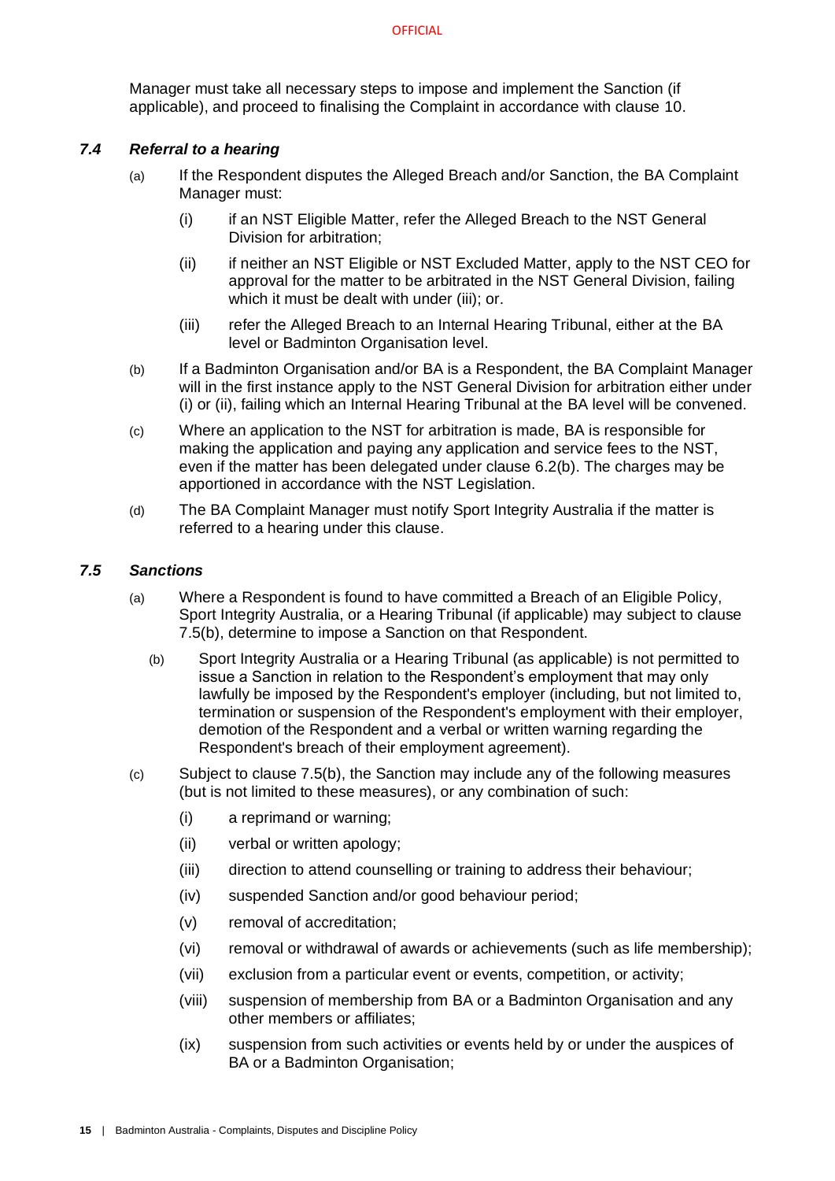Manager must take all necessary steps to impose and implement the Sanction (if applicable), and proceed to finalising the Complaint in accordance with clause 10.

### *7.4 Referral to a hearing*

(a) If the Respondent disputes the Alleged Breach and/or Sanction, the BA Complaint Manager must:

  (i) if an NST Eligible Matter, refer the Alleged Breach to the NST General Division for arbitration;

  (ii) if neither an NST Eligible or NST Excluded Matter, apply to the NST CEO for approval for the matter to be arbitrated in the NST General Division, failing which it must be dealt with under (iii); or.

  (iii) refer the Alleged Breach to an Internal Hearing Tribunal, either at the BA level or Badminton Organisation level.

(b) If a Badminton Organisation and/or BA is a Respondent, the BA Complaint Manager will in the first instance apply to the NST General Division for arbitration either under (i) or (ii), failing which an Internal Hearing Tribunal at the BA level will be convened.

(c) Where an application to the NST for arbitration is made, BA is responsible for making the application and paying any application and service fees to the NST, even if the matter has been delegated under clause 6.2(b). The charges may be apportioned in accordance with the NST Legislation.

(d) The BA Complaint Manager must notify Sport Integrity Australia if the matter is referred to a hearing under this clause.

### *7.5 Sanctions*

(a) Where a Respondent is found to have committed a Breach of an Eligible Policy, Sport Integrity Australia, or a Hearing Tribunal (if applicable) may subject to clause 7.5(b), determine to impose a Sanction on that Respondent.

(b) Sport Integrity Australia or a Hearing Tribunal (as applicable) is not permitted to issue a Sanction in relation to the Respondent's employment that may only lawfully be imposed by the Respondent's employer (including, but not limited to, termination or suspension of the Respondent's employment with their employer, demotion of the Respondent and a verbal or written warning regarding the Respondent's breach of their employment agreement).

(c) Subject to clause 7.5(b), the Sanction may include any of the following measures (but is not limited to these measures), or any combination of such:

  (i) a reprimand or warning;

  (ii) verbal or written apology;

  (iii) direction to attend counselling or training to address their behaviour;

  (iv) suspended Sanction and/or good behaviour period;

  (v) removal of accreditation;

  (vi) removal or withdrawal of awards or achievements (such as life membership);

  (vii) exclusion from a particular event or events, competition, or activity;

  (viii) suspension of membership from BA or a Badminton Organisation and any other members or affiliates;

  (ix) suspension from such activities or events held by or under the auspices of BA or a Badminton Organisation;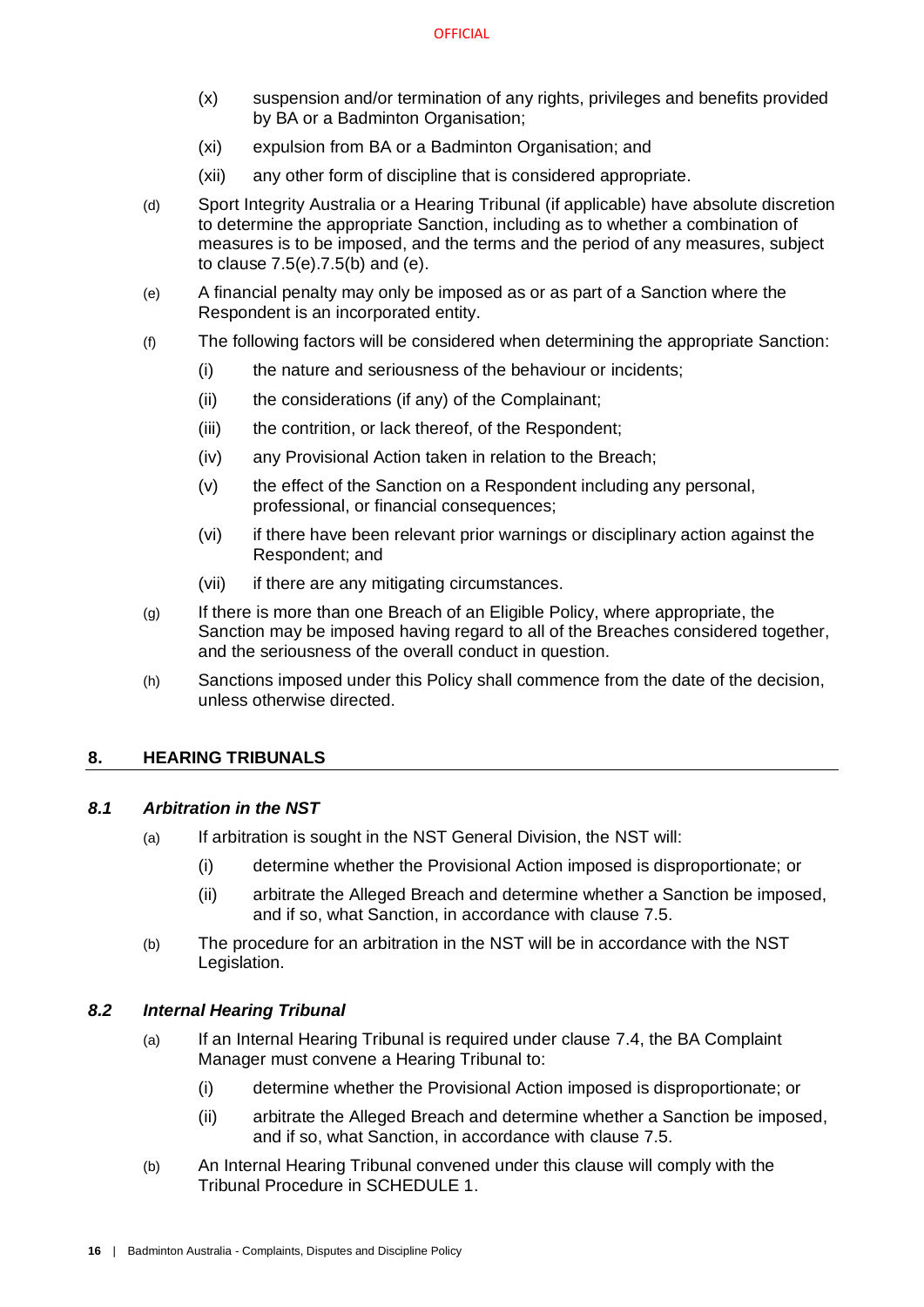(x) suspension and/or termination of any rights, privileges and benefits provided by BA or a Badminton Organisation;

(xi) expulsion from BA or a Badminton Organisation; and

(xii) any other form of discipline that is considered appropriate.

(d) Sport Integrity Australia or a Hearing Tribunal (if applicable) have absolute discretion to determine the appropriate Sanction, including as to whether a combination of measures is to be imposed, and the terms and the period of any measures, subject to clause 7.5(e).7.5(b) and (e).

(e) A financial penalty may only be imposed as or as part of a Sanction where the Respondent is an incorporated entity.

(f) The following factors will be considered when determining the appropriate Sanction:

(i) the nature and seriousness of the behaviour or incidents;

(ii) the considerations (if any) of the Complainant;

(iii) the contrition, or lack thereof, of the Respondent;

(iv) any Provisional Action taken in relation to the Breach;

(v) the effect of the Sanction on a Respondent including any personal, professional, or financial consequences;

(vi) if there have been relevant prior warnings or disciplinary action against the Respondent; and

(vii) if there are any mitigating circumstances.

(g) If there is more than one Breach of an Eligible Policy, where appropriate, the Sanction may be imposed having regard to all of the Breaches considered together, and the seriousness of the overall conduct in question.

(h) Sanctions imposed under this Policy shall commence from the date of the decision, unless otherwise directed.

## 8. HEARING TRIBUNALS

### *8.1 Arbitration in the NST*

(a) If arbitration is sought in the NST General Division, the NST will:

(i) determine whether the Provisional Action imposed is disproportionate; or

(ii) arbitrate the Alleged Breach and determine whether a Sanction be imposed, and if so, what Sanction, in accordance with clause 7.5.

(b) The procedure for an arbitration in the NST will be in accordance with the NST Legislation.

### *8.2 Internal Hearing Tribunal*

(a) If an Internal Hearing Tribunal is required under clause 7.4, the BA Complaint Manager must convene a Hearing Tribunal to:

(i) determine whether the Provisional Action imposed is disproportionate; or

(ii) arbitrate the Alleged Breach and determine whether a Sanction be imposed, and if so, what Sanction, in accordance with clause 7.5.

(b) An Internal Hearing Tribunal convened under this clause will comply with the Tribunal Procedure in SCHEDULE 1.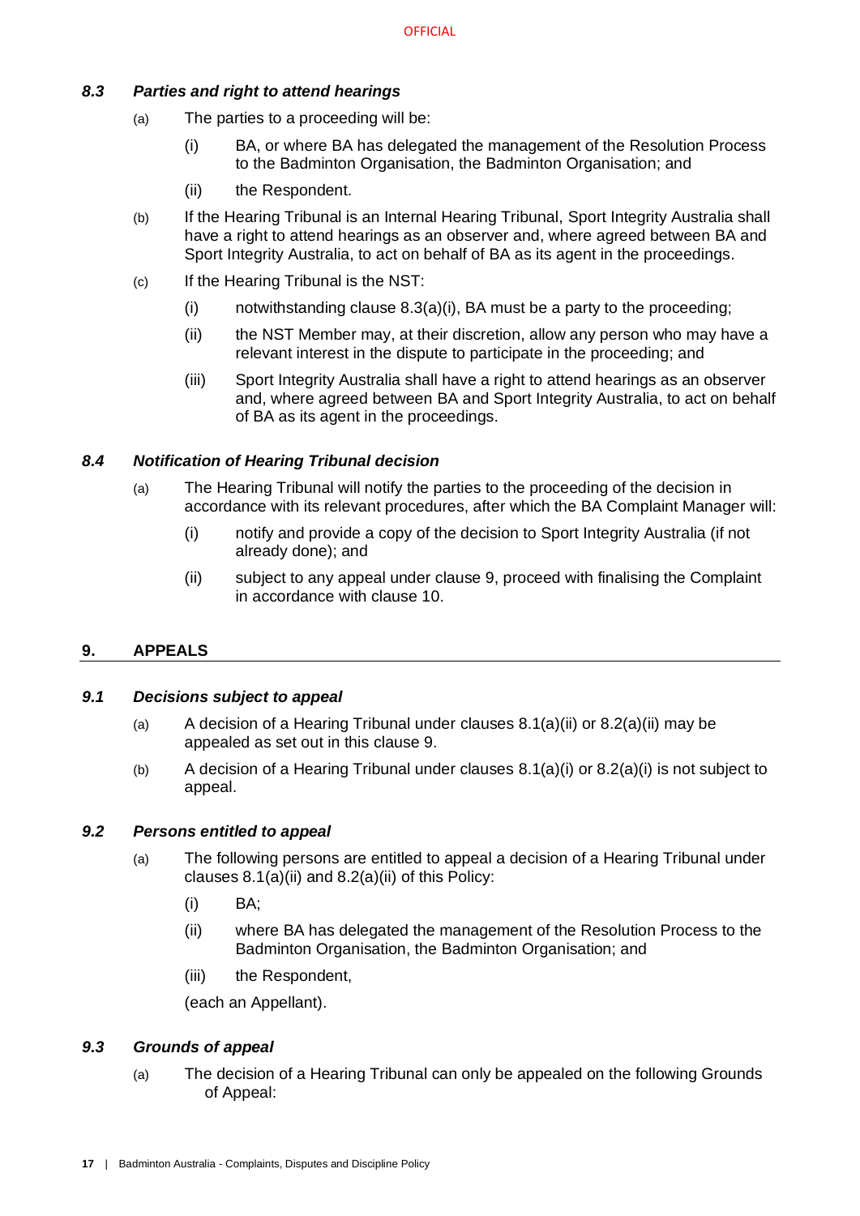### *8.3 Parties and right to attend hearings*

(a) The parties to a proceeding will be:

(i) BA, or where BA has delegated the management of the Resolution Process to the Badminton Organisation, the Badminton Organisation; and

(ii) the Respondent.

(b) If the Hearing Tribunal is an Internal Hearing Tribunal, Sport Integrity Australia shall have a right to attend hearings as an observer and, where agreed between BA and Sport Integrity Australia, to act on behalf of BA as its agent in the proceedings.

(c) If the Hearing Tribunal is the NST:

(i) notwithstanding clause 8.3(a)(i), BA must be a party to the proceeding;

(ii) the NST Member may, at their discretion, allow any person who may have a relevant interest in the dispute to participate in the proceeding; and

(iii) Sport Integrity Australia shall have a right to attend hearings as an observer and, where agreed between BA and Sport Integrity Australia, to act on behalf of BA as its agent in the proceedings.

### *8.4 Notification of Hearing Tribunal decision*

(a) The Hearing Tribunal will notify the parties to the proceeding of the decision in accordance with its relevant procedures, after which the BA Complaint Manager will:

(i) notify and provide a copy of the decision to Sport Integrity Australia (if not already done); and

(ii) subject to any appeal under clause 9, proceed with finalising the Complaint in accordance with clause 10.

## 9. APPEALS

### *9.1 Decisions subject to appeal*

(a) A decision of a Hearing Tribunal under clauses 8.1(a)(ii) or 8.2(a)(ii) may be appealed as set out in this clause 9.

(b) A decision of a Hearing Tribunal under clauses 8.1(a)(i) or 8.2(a)(i) is not subject to appeal.

### *9.2 Persons entitled to appeal*

(a) The following persons are entitled to appeal a decision of a Hearing Tribunal under clauses 8.1(a)(ii) and 8.2(a)(ii) of this Policy:

(i) BA;

(ii) where BA has delegated the management of the Resolution Process to the Badminton Organisation, the Badminton Organisation; and

(iii) the Respondent,

(each an Appellant).

### *9.3 Grounds of appeal*

(a) The decision of a Hearing Tribunal can only be appealed on the following Grounds of Appeal: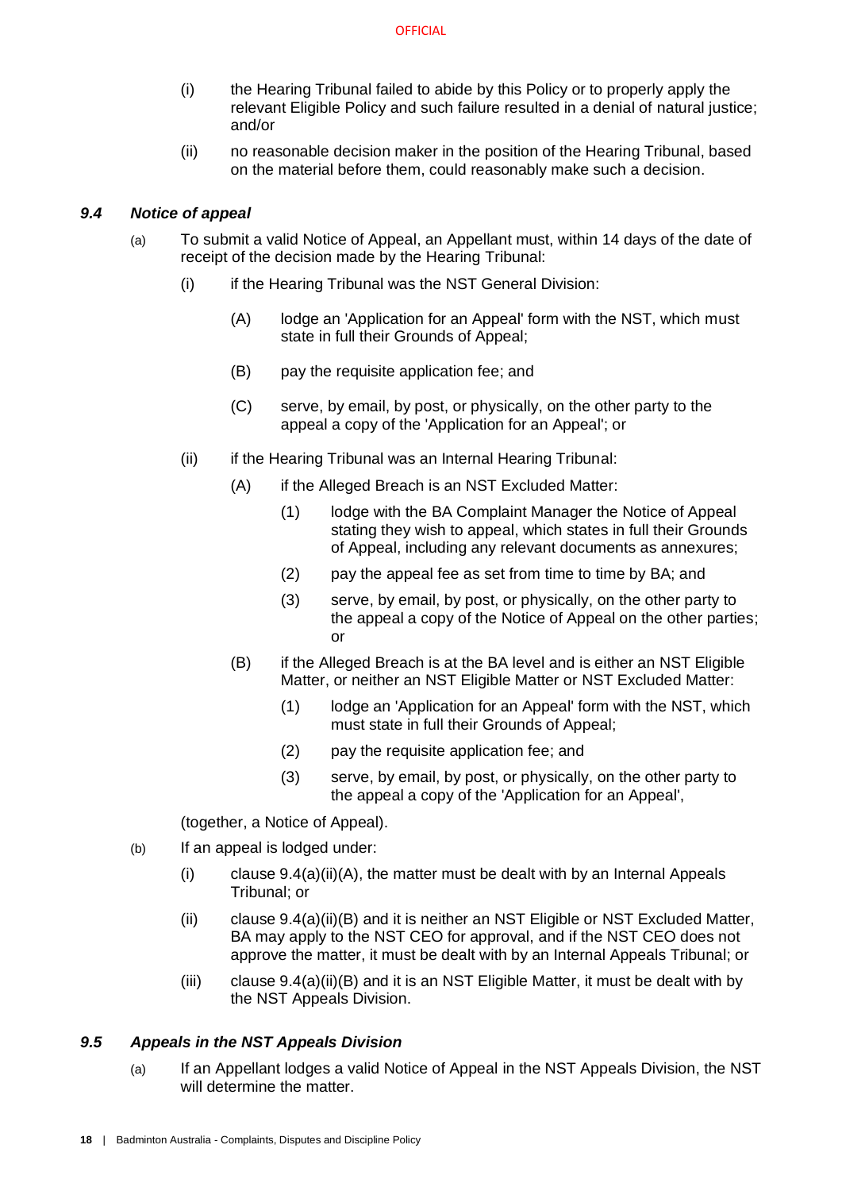(i) the Hearing Tribunal failed to abide by this Policy or to properly apply the relevant Eligible Policy and such failure resulted in a denial of natural justice; and/or

(ii) no reasonable decision maker in the position of the Hearing Tribunal, based on the material before them, could reasonably make such a decision.

### *9.4 Notice of appeal*

(a) To submit a valid Notice of Appeal, an Appellant must, within 14 days of the date of receipt of the decision made by the Hearing Tribunal:

  (i) if the Hearing Tribunal was the NST General Division:

    (A) lodge an 'Application for an Appeal' form with the NST, which must state in full their Grounds of Appeal;

    (B) pay the requisite application fee; and

    (C) serve, by email, by post, or physically, on the other party to the appeal a copy of the 'Application for an Appeal'; or

  (ii) if the Hearing Tribunal was an Internal Hearing Tribunal:

    (A) if the Alleged Breach is an NST Excluded Matter:

      (1) lodge with the BA Complaint Manager the Notice of Appeal stating they wish to appeal, which states in full their Grounds of Appeal, including any relevant documents as annexures;

      (2) pay the appeal fee as set from time to time by BA; and

      (3) serve, by email, by post, or physically, on the other party to the appeal a copy of the Notice of Appeal on the other parties; or

    (B) if the Alleged Breach is at the BA level and is either an NST Eligible Matter, or neither an NST Eligible Matter or NST Excluded Matter:

      (1) lodge an 'Application for an Appeal' form with the NST, which must state in full their Grounds of Appeal;

      (2) pay the requisite application fee; and

      (3) serve, by email, by post, or physically, on the other party to the appeal a copy of the 'Application for an Appeal',

(together, a Notice of Appeal).

(b) If an appeal is lodged under:

  (i) clause 9.4(a)(ii)(A), the matter must be dealt with by an Internal Appeals Tribunal; or

  (ii) clause 9.4(a)(ii)(B) and it is neither an NST Eligible or NST Excluded Matter, BA may apply to the NST CEO for approval, and if the NST CEO does not approve the matter, it must be dealt with by an Internal Appeals Tribunal; or

  (iii) clause 9.4(a)(ii)(B) and it is an NST Eligible Matter, it must be dealt with by the NST Appeals Division.

### *9.5 Appeals in the NST Appeals Division*

(a) If an Appellant lodges a valid Notice of Appeal in the NST Appeals Division, the NST will determine the matter.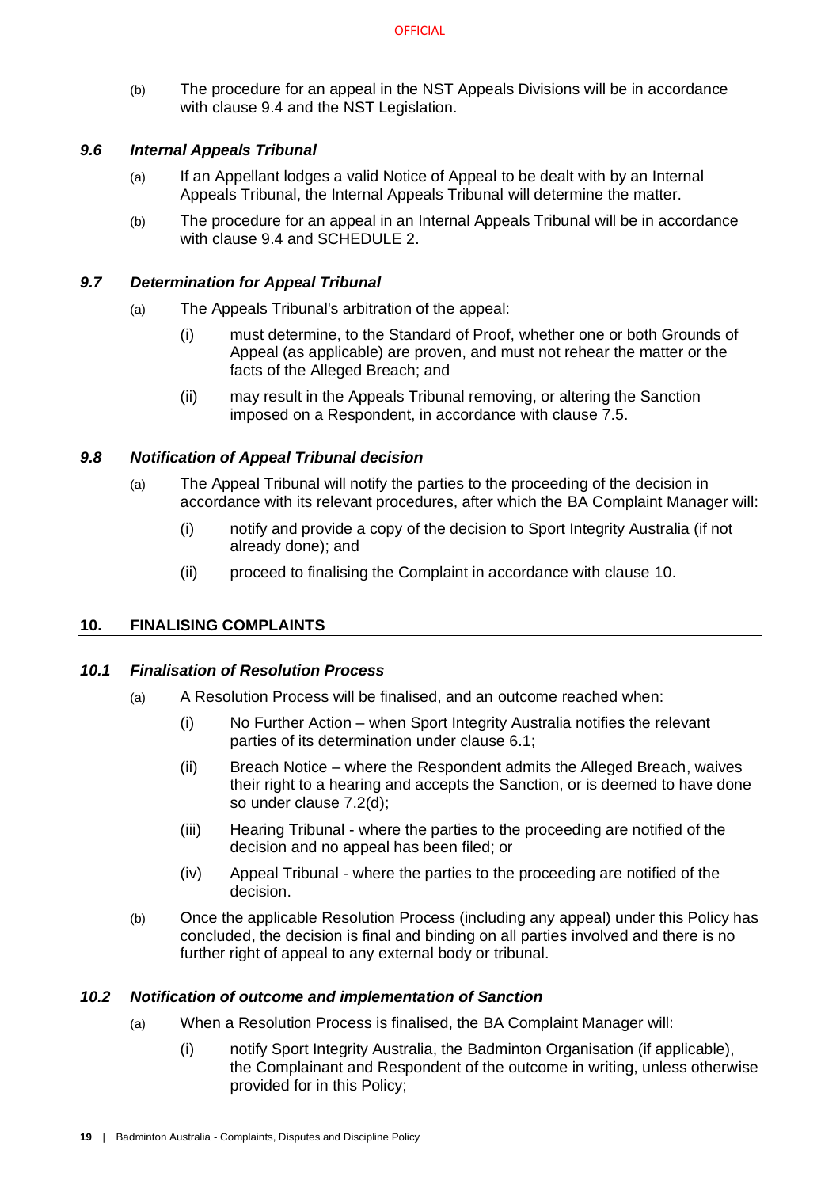(b) The procedure for an appeal in the NST Appeals Divisions will be in accordance with clause 9.4 and the NST Legislation.

### *9.6 Internal Appeals Tribunal*

(a) If an Appellant lodges a valid Notice of Appeal to be dealt with by an Internal Appeals Tribunal, the Internal Appeals Tribunal will determine the matter.

(b) The procedure for an appeal in an Internal Appeals Tribunal will be in accordance with clause 9.4 and SCHEDULE 2.

### *9.7 Determination for Appeal Tribunal*

(a) The Appeals Tribunal's arbitration of the appeal:

   (i) must determine, to the Standard of Proof, whether one or both Grounds of Appeal (as applicable) are proven, and must not rehear the matter or the facts of the Alleged Breach; and

   (ii) may result in the Appeals Tribunal removing, or altering the Sanction imposed on a Respondent, in accordance with clause 7.5.

### *9.8 Notification of Appeal Tribunal decision*

(a) The Appeal Tribunal will notify the parties to the proceeding of the decision in accordance with its relevant procedures, after which the BA Complaint Manager will:

   (i) notify and provide a copy of the decision to Sport Integrity Australia (if not already done); and

   (ii) proceed to finalising the Complaint in accordance with clause 10.

## 10. FINALISING COMPLAINTS

### *10.1 Finalisation of Resolution Process*

(a) A Resolution Process will be finalised, and an outcome reached when:

   (i) No Further Action – when Sport Integrity Australia notifies the relevant parties of its determination under clause 6.1;

   (ii) Breach Notice – where the Respondent admits the Alleged Breach, waives their right to a hearing and accepts the Sanction, or is deemed to have done so under clause 7.2(d);

   (iii) Hearing Tribunal - where the parties to the proceeding are notified of the decision and no appeal has been filed; or

   (iv) Appeal Tribunal - where the parties to the proceeding are notified of the decision.

(b) Once the applicable Resolution Process (including any appeal) under this Policy has concluded, the decision is final and binding on all parties involved and there is no further right of appeal to any external body or tribunal.

### *10.2 Notification of outcome and implementation of Sanction*

(a) When a Resolution Process is finalised, the BA Complaint Manager will:

   (i) notify Sport Integrity Australia, the Badminton Organisation (if applicable), the Complainant and Respondent of the outcome in writing, unless otherwise provided for in this Policy;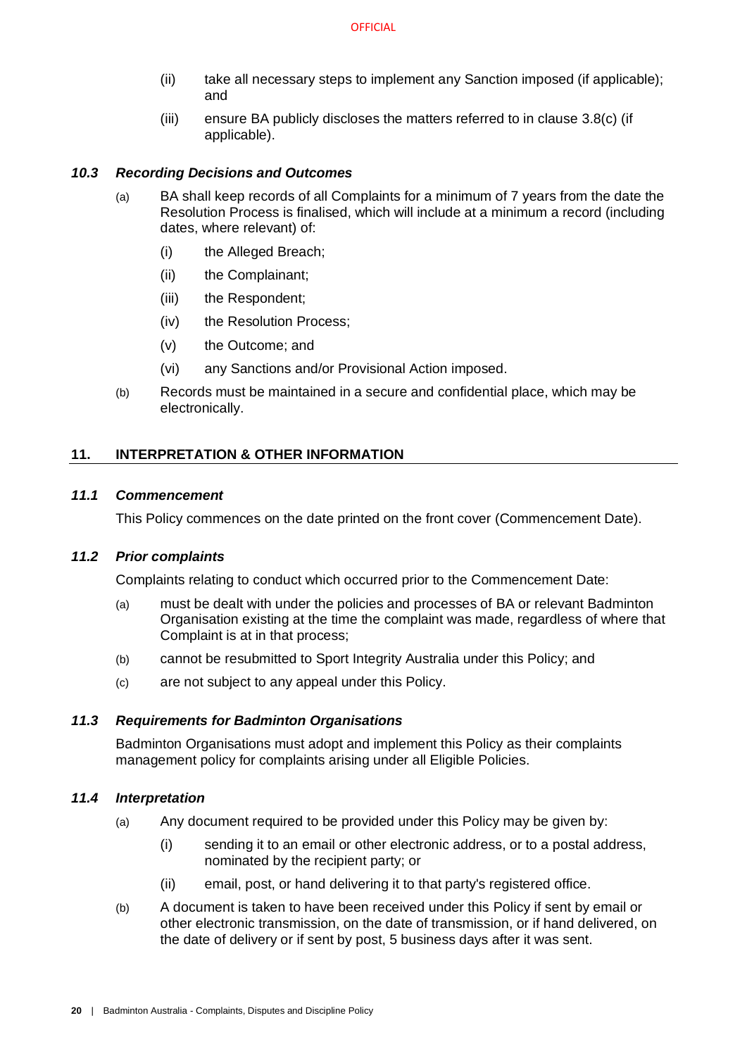(ii) take all necessary steps to implement any Sanction imposed (if applicable); and

(iii) ensure BA publicly discloses the matters referred to in clause 3.8(c) (if applicable).

### *10.3 Recording Decisions and Outcomes*

(a) BA shall keep records of all Complaints for a minimum of 7 years from the date the Resolution Process is finalised, which will include at a minimum a record (including dates, where relevant) of:

- (i) the Alleged Breach;
- (ii) the Complainant;
- (iii) the Respondent;
- (iv) the Resolution Process;
- (v) the Outcome; and
- (vi) any Sanctions and/or Provisional Action imposed.

(b) Records must be maintained in a secure and confidential place, which may be electronically.

## 11. INTERPRETATION & OTHER INFORMATION

### *11.1 Commencement*

This Policy commences on the date printed on the front cover (Commencement Date).

### *11.2 Prior complaints*

Complaints relating to conduct which occurred prior to the Commencement Date:

(a) must be dealt with under the policies and processes of BA or relevant Badminton Organisation existing at the time the complaint was made, regardless of where that Complaint is at in that process;

(b) cannot be resubmitted to Sport Integrity Australia under this Policy; and

(c) are not subject to any appeal under this Policy.

### *11.3 Requirements for Badminton Organisations*

Badminton Organisations must adopt and implement this Policy as their complaints management policy for complaints arising under all Eligible Policies.

### *11.4 Interpretation*

(a) Any document required to be provided under this Policy may be given by:

- (i) sending it to an email or other electronic address, or to a postal address, nominated by the recipient party; or
- (ii) email, post, or hand delivering it to that party's registered office.

(b) A document is taken to have been received under this Policy if sent by email or other electronic transmission, on the date of transmission, or if hand delivered, on the date of delivery or if sent by post, 5 business days after it was sent.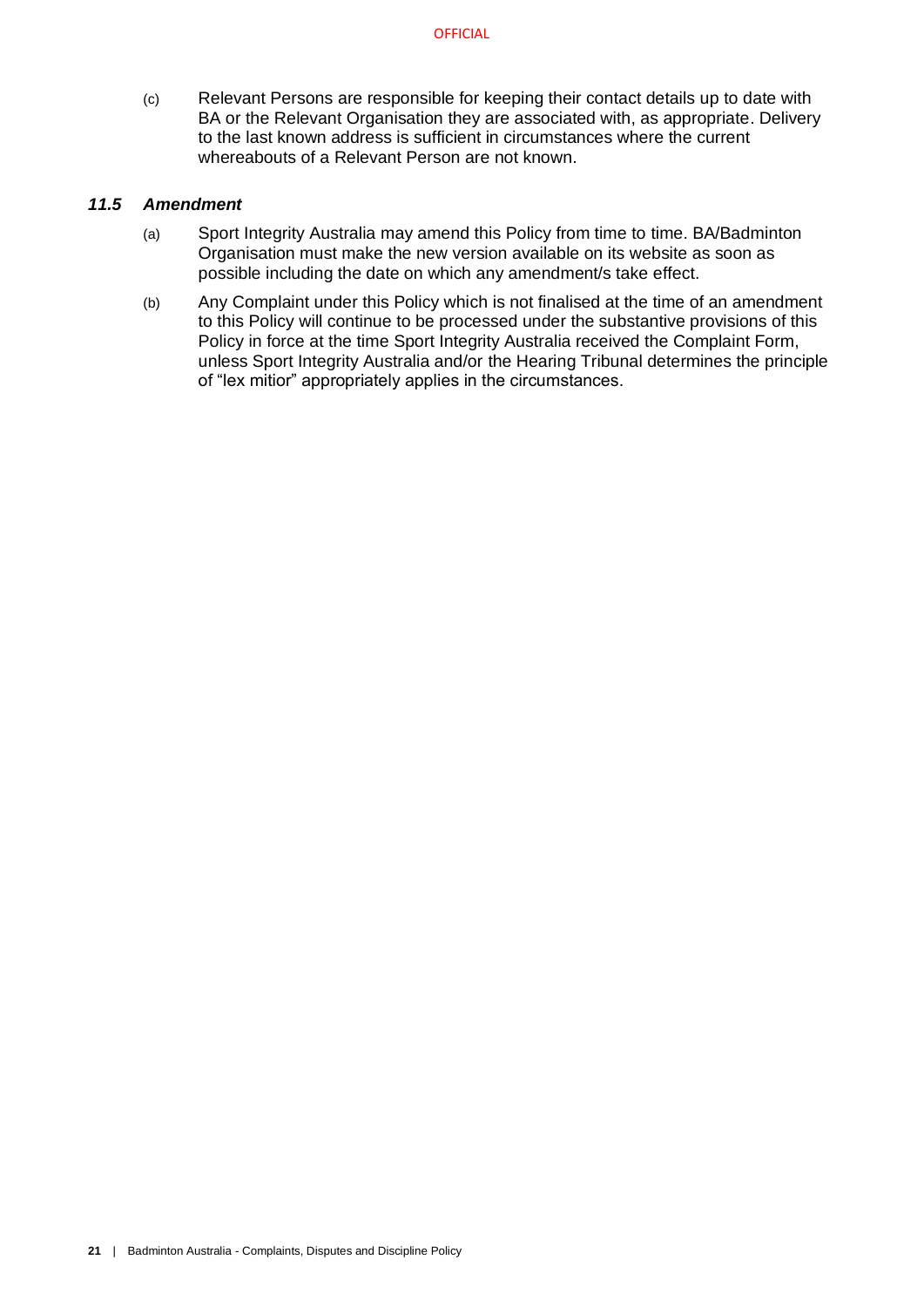(c) Relevant Persons are responsible for keeping their contact details up to date with BA or the Relevant Organisation they are associated with, as appropriate. Delivery to the last known address is sufficient in circumstances where the current whereabouts of a Relevant Person are not known.

### *11.5 Amendment*

(a) Sport Integrity Australia may amend this Policy from time to time. BA/Badminton Organisation must make the new version available on its website as soon as possible including the date on which any amendment/s take effect.

(b) Any Complaint under this Policy which is not finalised at the time of an amendment to this Policy will continue to be processed under the substantive provisions of this Policy in force at the time Sport Integrity Australia received the Complaint Form, unless Sport Integrity Australia and/or the Hearing Tribunal determines the principle of "lex mitior" appropriately applies in the circumstances.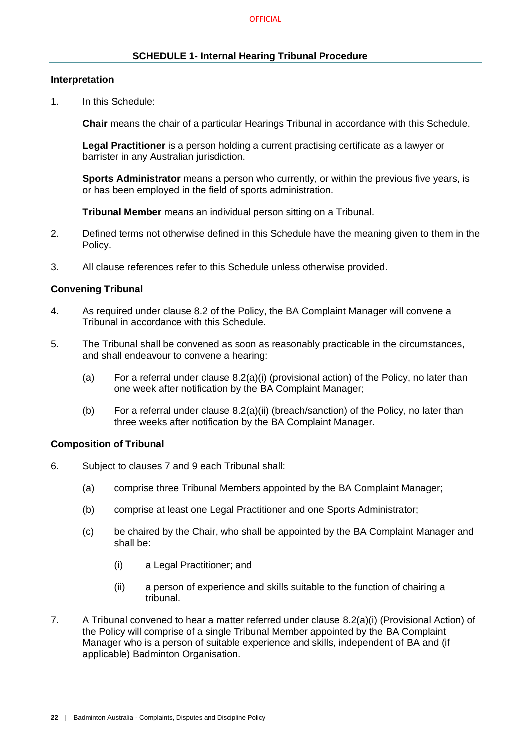## SCHEDULE 1- Internal Hearing Tribunal Procedure

### Interpretation

1. In this Schedule:

   **Chair** means the chair of a particular Hearings Tribunal in accordance with this Schedule.

   **Legal Practitioner** is a person holding a current practising certificate as a lawyer or barrister in any Australian jurisdiction.

   **Sports Administrator** means a person who currently, or within the previous five years, is or has been employed in the field of sports administration.

   **Tribunal Member** means an individual person sitting on a Tribunal.

2. Defined terms not otherwise defined in this Schedule have the meaning given to them in the Policy.

3. All clause references refer to this Schedule unless otherwise provided.

### Convening Tribunal

4. As required under clause 8.2 of the Policy, the BA Complaint Manager will convene a Tribunal in accordance with this Schedule.

5. The Tribunal shall be convened as soon as reasonably practicable in the circumstances, and shall endeavour to convene a hearing:

   (a) For a referral under clause 8.2(a)(i) (provisional action) of the Policy, no later than one week after notification by the BA Complaint Manager;

   (b) For a referral under clause 8.2(a)(ii) (breach/sanction) of the Policy, no later than three weeks after notification by the BA Complaint Manager.

### Composition of Tribunal

6. Subject to clauses 7 and 9 each Tribunal shall:

   (a) comprise three Tribunal Members appointed by the BA Complaint Manager;

   (b) comprise at least one Legal Practitioner and one Sports Administrator;

   (c) be chaired by the Chair, who shall be appointed by the BA Complaint Manager and shall be:

      (i) a Legal Practitioner; and

      (ii) a person of experience and skills suitable to the function of chairing a tribunal.

7. A Tribunal convened to hear a matter referred under clause 8.2(a)(i) (Provisional Action) of the Policy will comprise of a single Tribunal Member appointed by the BA Complaint Manager who is a person of suitable experience and skills, independent of BA and (if applicable) Badminton Organisation.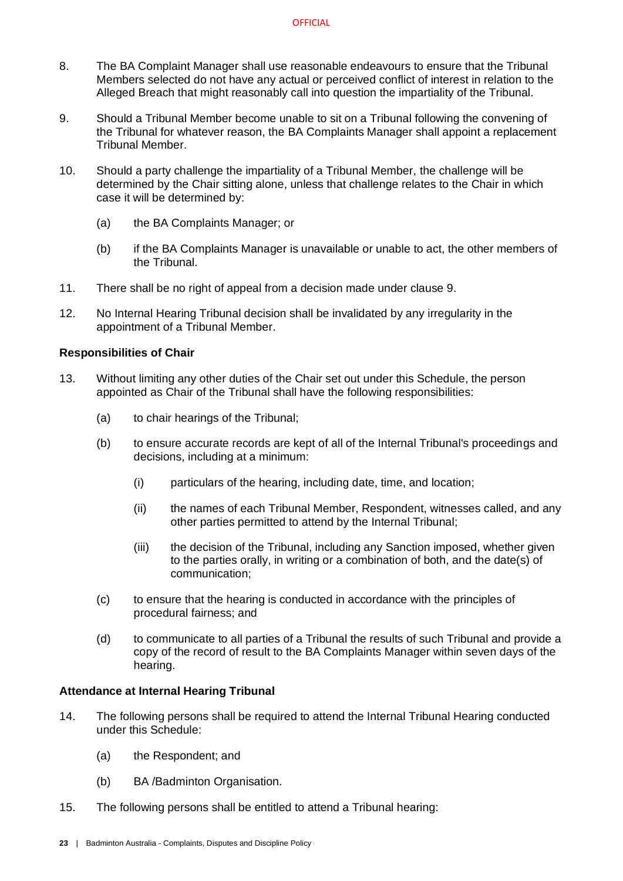8. The BA Complaint Manager shall use reasonable endeavours to ensure that the Tribunal Members selected do not have any actual or perceived conflict of interest in relation to the Alleged Breach that might reasonably call into question the impartiality of the Tribunal.

9. Should a Tribunal Member become unable to sit on a Tribunal following the convening of the Tribunal for whatever reason, the BA Complaints Manager shall appoint a replacement Tribunal Member.

10. Should a party challenge the impartiality of a Tribunal Member, the challenge will be determined by the Chair sitting alone, unless that challenge relates to the Chair in which case it will be determined by:

    (a) the BA Complaints Manager; or

    (b) if the BA Complaints Manager is unavailable or unable to act, the other members of the Tribunal.

11. There shall be no right of appeal from a decision made under clause 9.

12. No Internal Hearing Tribunal decision shall be invalidated by any irregularity in the appointment of a Tribunal Member.

**Responsibilities of Chair**

13. Without limiting any other duties of the Chair set out under this Schedule, the person appointed as Chair of the Tribunal shall have the following responsibilities:

    (a) to chair hearings of the Tribunal;

    (b) to ensure accurate records are kept of all of the Internal Tribunal's proceedings and decisions, including at a minimum:

        (i) particulars of the hearing, including date, time, and location;

        (ii) the names of each Tribunal Member, Respondent, witnesses called, and any other parties permitted to attend by the Internal Tribunal;

        (iii) the decision of the Tribunal, including any Sanction imposed, whether given to the parties orally, in writing or a combination of both, and the date(s) of communication;

    (c) to ensure that the hearing is conducted in accordance with the principles of procedural fairness; and

    (d) to communicate to all parties of a Tribunal the results of such Tribunal and provide a copy of the record of result to the BA Complaints Manager within seven days of the hearing.

**Attendance at Internal Hearing Tribunal**

14. The following persons shall be required to attend the Internal Tribunal Hearing conducted under this Schedule:

    (a) the Respondent; and

    (b) BA /Badminton Organisation.

15. The following persons shall be entitled to attend a Tribunal hearing: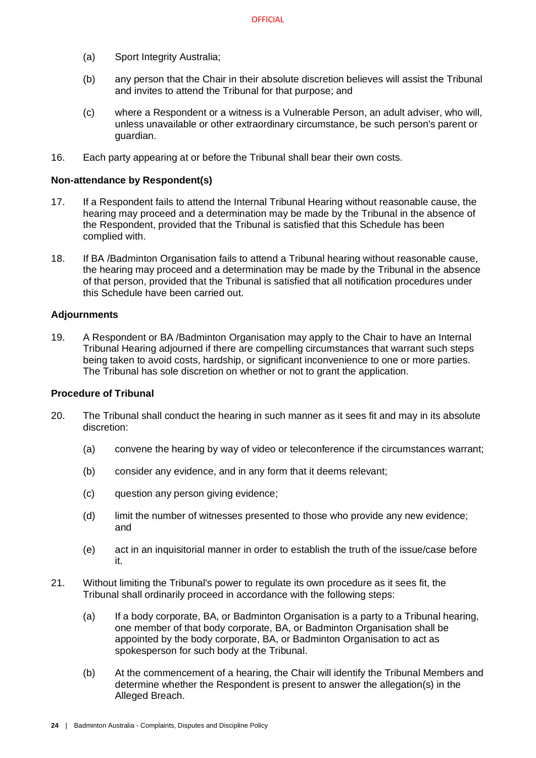(a) Sport Integrity Australia;

(b) any person that the Chair in their absolute discretion believes will assist the Tribunal and invites to attend the Tribunal for that purpose; and

(c) where a Respondent or a witness is a Vulnerable Person, an adult adviser, who will, unless unavailable or other extraordinary circumstance, be such person's parent or guardian.

16. Each party appearing at or before the Tribunal shall bear their own costs.

**Non-attendance by Respondent(s)**

17. If a Respondent fails to attend the Internal Tribunal Hearing without reasonable cause, the hearing may proceed and a determination may be made by the Tribunal in the absence of the Respondent, provided that the Tribunal is satisfied that this Schedule has been complied with.

18. If BA /Badminton Organisation fails to attend a Tribunal hearing without reasonable cause, the hearing may proceed and a determination may be made by the Tribunal in the absence of that person, provided that the Tribunal is satisfied that all notification procedures under this Schedule have been carried out.

**Adjournments**

19. A Respondent or BA /Badminton Organisation may apply to the Chair to have an Internal Tribunal Hearing adjourned if there are compelling circumstances that warrant such steps being taken to avoid costs, hardship, or significant inconvenience to one or more parties. The Tribunal has sole discretion on whether or not to grant the application.

**Procedure of Tribunal**

20. The Tribunal shall conduct the hearing in such manner as it sees fit and may in its absolute discretion:

    (a) convene the hearing by way of video or teleconference if the circumstances warrant;

    (b) consider any evidence, and in any form that it deems relevant;

    (c) question any person giving evidence;

    (d) limit the number of witnesses presented to those who provide any new evidence; and

    (e) act in an inquisitorial manner in order to establish the truth of the issue/case before it.

21. Without limiting the Tribunal's power to regulate its own procedure as it sees fit, the Tribunal shall ordinarily proceed in accordance with the following steps:

    (a) If a body corporate, BA, or Badminton Organisation is a party to a Tribunal hearing, one member of that body corporate, BA, or Badminton Organisation shall be appointed by the body corporate, BA, or Badminton Organisation to act as spokesperson for such body at the Tribunal.

    (b) At the commencement of a hearing, the Chair will identify the Tribunal Members and determine whether the Respondent is present to answer the allegation(s) in the Alleged Breach.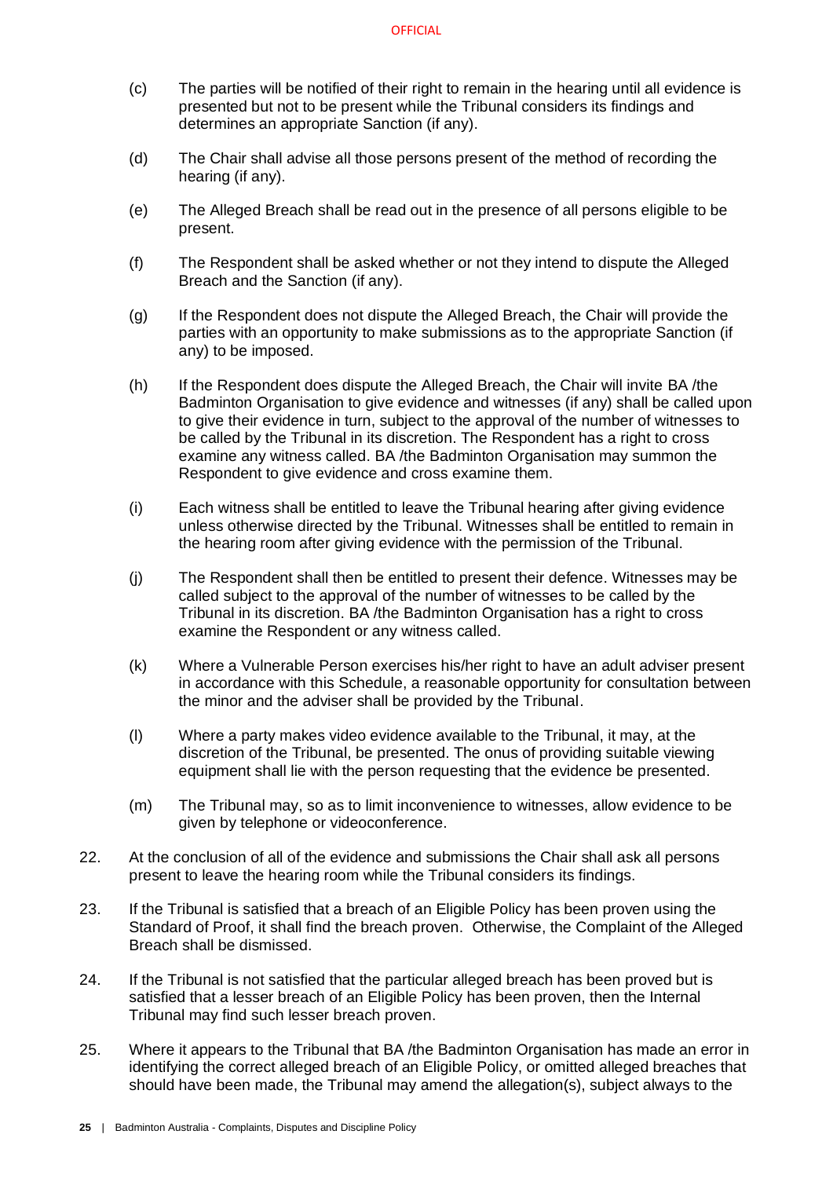(c) The parties will be notified of their right to remain in the hearing until all evidence is presented but not to be present while the Tribunal considers its findings and determines an appropriate Sanction (if any).

(d) The Chair shall advise all those persons present of the method of recording the hearing (if any).

(e) The Alleged Breach shall be read out in the presence of all persons eligible to be present.

(f) The Respondent shall be asked whether or not they intend to dispute the Alleged Breach and the Sanction (if any).

(g) If the Respondent does not dispute the Alleged Breach, the Chair will provide the parties with an opportunity to make submissions as to the appropriate Sanction (if any) to be imposed.

(h) If the Respondent does dispute the Alleged Breach, the Chair will invite BA /the Badminton Organisation to give evidence and witnesses (if any) shall be called upon to give their evidence in turn, subject to the approval of the number of witnesses to be called by the Tribunal in its discretion. The Respondent has a right to cross examine any witness called. BA /the Badminton Organisation may summon the Respondent to give evidence and cross examine them.

(i) Each witness shall be entitled to leave the Tribunal hearing after giving evidence unless otherwise directed by the Tribunal. Witnesses shall be entitled to remain in the hearing room after giving evidence with the permission of the Tribunal.

(j) The Respondent shall then be entitled to present their defence. Witnesses may be called subject to the approval of the number of witnesses to be called by the Tribunal in its discretion. BA /the Badminton Organisation has a right to cross examine the Respondent or any witness called.

(k) Where a Vulnerable Person exercises his/her right to have an adult adviser present in accordance with this Schedule, a reasonable opportunity for consultation between the minor and the adviser shall be provided by the Tribunal.

(l) Where a party makes video evidence available to the Tribunal, it may, at the discretion of the Tribunal, be presented. The onus of providing suitable viewing equipment shall lie with the person requesting that the evidence be presented.

(m) The Tribunal may, so as to limit inconvenience to witnesses, allow evidence to be given by telephone or videoconference.

22. At the conclusion of all of the evidence and submissions the Chair shall ask all persons present to leave the hearing room while the Tribunal considers its findings.

23. If the Tribunal is satisfied that a breach of an Eligible Policy has been proven using the Standard of Proof, it shall find the breach proven. Otherwise, the Complaint of the Alleged Breach shall be dismissed.

24. If the Tribunal is not satisfied that the particular alleged breach has been proved but is satisfied that a lesser breach of an Eligible Policy has been proven, then the Internal Tribunal may find such lesser breach proven.

25. Where it appears to the Tribunal that BA /the Badminton Organisation has made an error in identifying the correct alleged breach of an Eligible Policy, or omitted alleged breaches that should have been made, the Tribunal may amend the allegation(s), subject always to the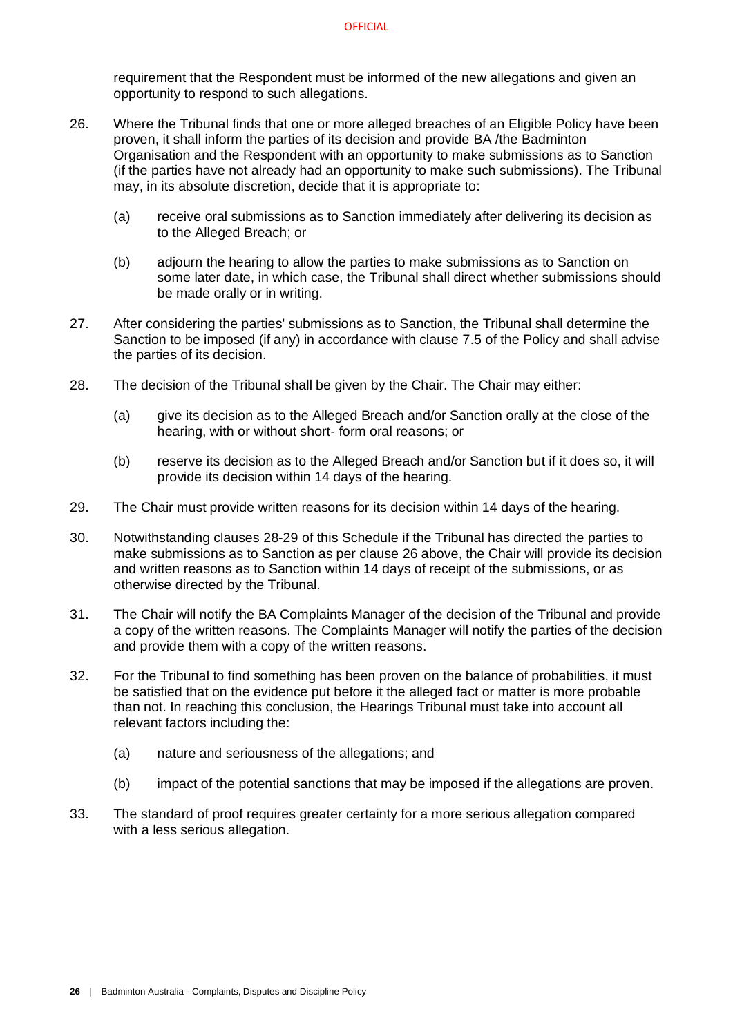requirement that the Respondent must be informed of the new allegations and given an opportunity to respond to such allegations.

26. Where the Tribunal finds that one or more alleged breaches of an Eligible Policy have been proven, it shall inform the parties of its decision and provide BA /the Badminton Organisation and the Respondent with an opportunity to make submissions as to Sanction (if the parties have not already had an opportunity to make such submissions). The Tribunal may, in its absolute discretion, decide that it is appropriate to:

    (a) receive oral submissions as to Sanction immediately after delivering its decision as to the Alleged Breach; or

    (b) adjourn the hearing to allow the parties to make submissions as to Sanction on some later date, in which case, the Tribunal shall direct whether submissions should be made orally or in writing.

27. After considering the parties' submissions as to Sanction, the Tribunal shall determine the Sanction to be imposed (if any) in accordance with clause 7.5 of the Policy and shall advise the parties of its decision.

28. The decision of the Tribunal shall be given by the Chair. The Chair may either:

    (a) give its decision as to the Alleged Breach and/or Sanction orally at the close of the hearing, with or without short- form oral reasons; or

    (b) reserve its decision as to the Alleged Breach and/or Sanction but if it does so, it will provide its decision within 14 days of the hearing.

29. The Chair must provide written reasons for its decision within 14 days of the hearing.

30. Notwithstanding clauses 28-29 of this Schedule if the Tribunal has directed the parties to make submissions as to Sanction as per clause 26 above, the Chair will provide its decision and written reasons as to Sanction within 14 days of receipt of the submissions, or as otherwise directed by the Tribunal.

31. The Chair will notify the BA Complaints Manager of the decision of the Tribunal and provide a copy of the written reasons. The Complaints Manager will notify the parties of the decision and provide them with a copy of the written reasons.

32. For the Tribunal to find something has been proven on the balance of probabilities, it must be satisfied that on the evidence put before it the alleged fact or matter is more probable than not. In reaching this conclusion, the Hearings Tribunal must take into account all relevant factors including the:

    (a) nature and seriousness of the allegations; and

    (b) impact of the potential sanctions that may be imposed if the allegations are proven.

33. The standard of proof requires greater certainty for a more serious allegation compared with a less serious allegation.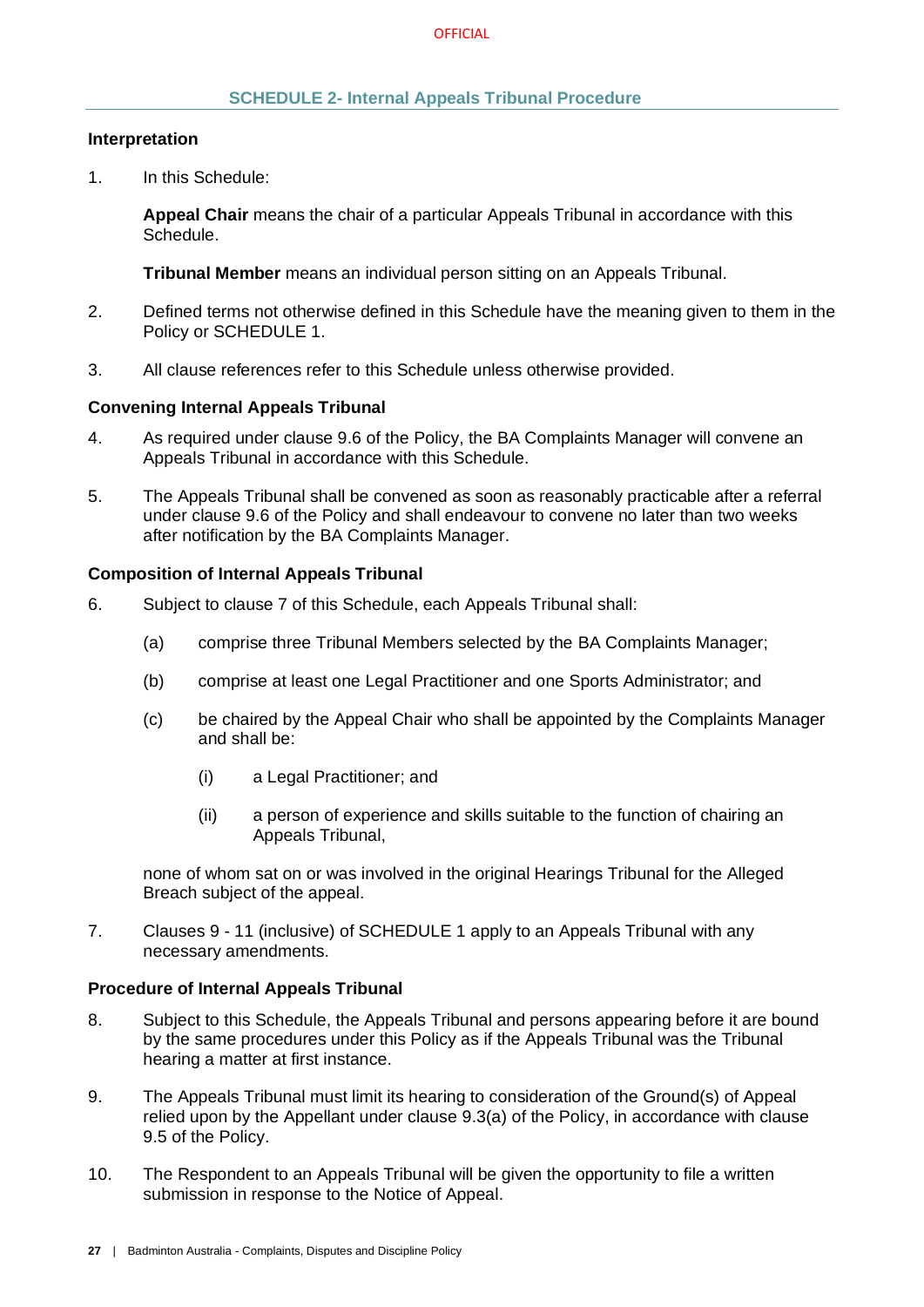## SCHEDULE 2- Internal Appeals Tribunal Procedure

### Interpretation

1. In this Schedule:

   **Appeal Chair** means the chair of a particular Appeals Tribunal in accordance with this Schedule.

   **Tribunal Member** means an individual person sitting on an Appeals Tribunal.

2. Defined terms not otherwise defined in this Schedule have the meaning given to them in the Policy or SCHEDULE 1.

3. All clause references refer to this Schedule unless otherwise provided.

### Convening Internal Appeals Tribunal

4. As required under clause 9.6 of the Policy, the BA Complaints Manager will convene an Appeals Tribunal in accordance with this Schedule.

5. The Appeals Tribunal shall be convened as soon as reasonably practicable after a referral under clause 9.6 of the Policy and shall endeavour to convene no later than two weeks after notification by the BA Complaints Manager.

### Composition of Internal Appeals Tribunal

6. Subject to clause 7 of this Schedule, each Appeals Tribunal shall:

   (a) comprise three Tribunal Members selected by the BA Complaints Manager;

   (b) comprise at least one Legal Practitioner and one Sports Administrator; and

   (c) be chaired by the Appeal Chair who shall be appointed by the Complaints Manager and shall be:

      (i) a Legal Practitioner; and

      (ii) a person of experience and skills suitable to the function of chairing an Appeals Tribunal,

   none of whom sat on or was involved in the original Hearings Tribunal for the Alleged Breach subject of the appeal.

7. Clauses 9 - 11 (inclusive) of SCHEDULE 1 apply to an Appeals Tribunal with any necessary amendments.

### Procedure of Internal Appeals Tribunal

8. Subject to this Schedule, the Appeals Tribunal and persons appearing before it are bound by the same procedures under this Policy as if the Appeals Tribunal was the Tribunal hearing a matter at first instance.

9. The Appeals Tribunal must limit its hearing to consideration of the Ground(s) of Appeal relied upon by the Appellant under clause 9.3(a) of the Policy, in accordance with clause 9.5 of the Policy.

10. The Respondent to an Appeals Tribunal will be given the opportunity to file a written submission in response to the Notice of Appeal.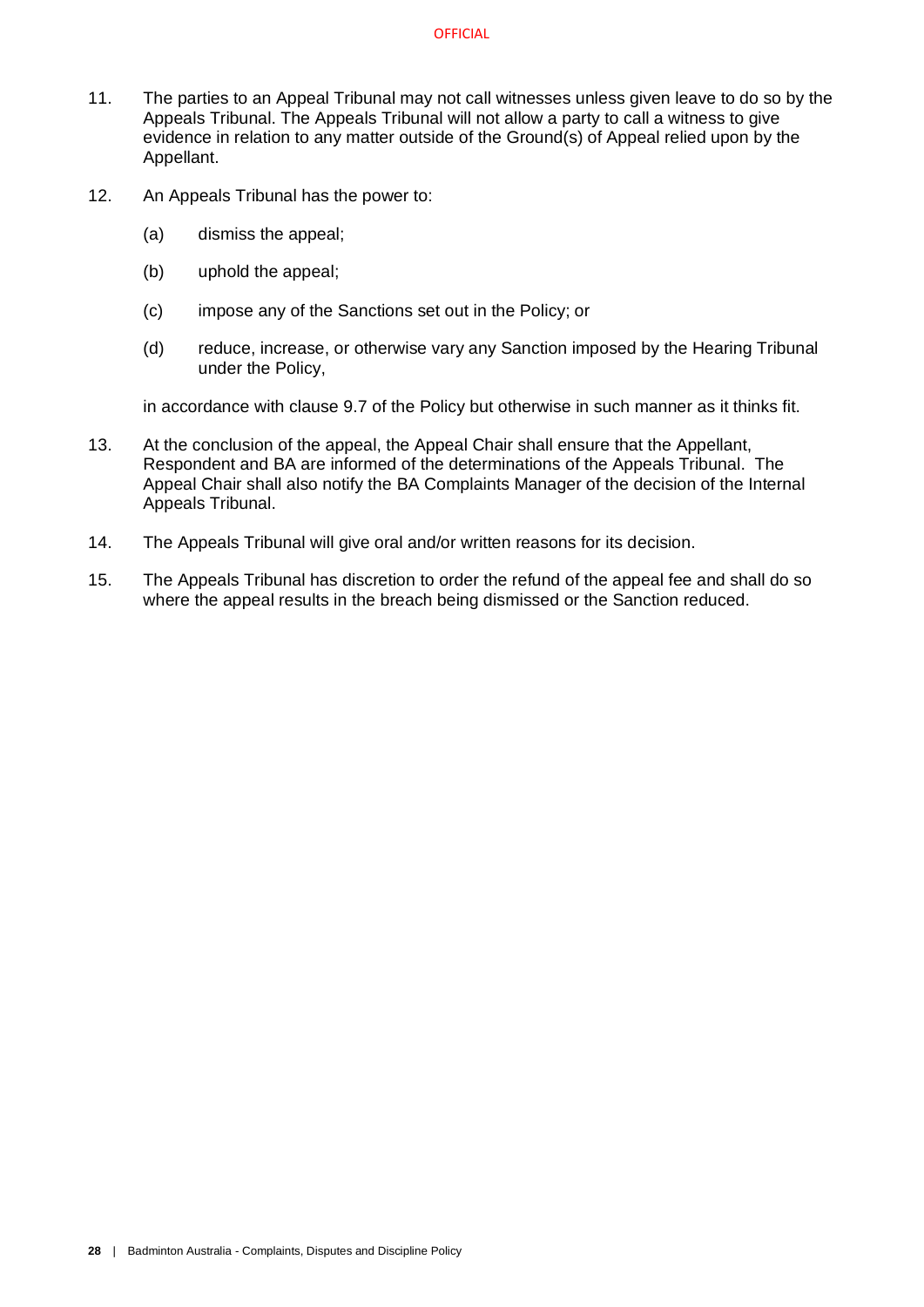11. The parties to an Appeal Tribunal may not call witnesses unless given leave to do so by the Appeals Tribunal. The Appeals Tribunal will not allow a party to call a witness to give evidence in relation to any matter outside of the Ground(s) of Appeal relied upon by the Appellant.

12. An Appeals Tribunal has the power to:

    (a) dismiss the appeal;

    (b) uphold the appeal;

    (c) impose any of the Sanctions set out in the Policy; or

    (d) reduce, increase, or otherwise vary any Sanction imposed by the Hearing Tribunal under the Policy,

    in accordance with clause 9.7 of the Policy but otherwise in such manner as it thinks fit.

13. At the conclusion of the appeal, the Appeal Chair shall ensure that the Appellant, Respondent and BA are informed of the determinations of the Appeals Tribunal. The Appeal Chair shall also notify the BA Complaints Manager of the decision of the Internal Appeals Tribunal.

14. The Appeals Tribunal will give oral and/or written reasons for its decision.

15. The Appeals Tribunal has discretion to order the refund of the appeal fee and shall do so where the appeal results in the breach being dismissed or the Sanction reduced.